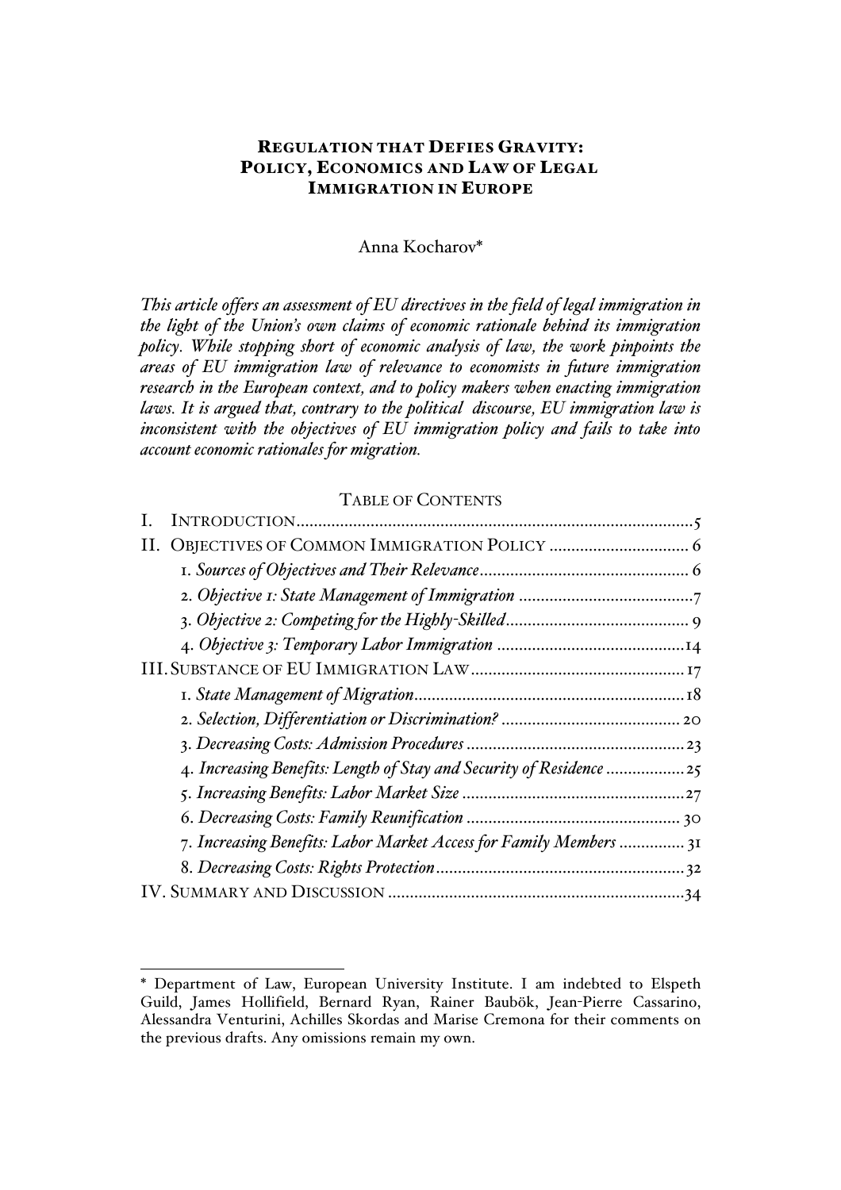# REGULATION THAT DEFIES GRAVITY: POLICY, ECONOMICS AND LAW OF LEGAL IMMIGRATION IN EUROPE

Anna Kocharov*

*This article offers an assessment of EU directives in the field of legal immigration in the light of the Union's own claims of economic rationale behind its immigration policy. While stopping short of economic analysis of law, the work pinpoints the areas of EU immigration law of relevance to economists in future immigration research in the European context, and to policy makers when enacting immigration laws. It is argued that, contrary to the political discourse, EU immigration law is inconsistent with the objectives of EU immigration policy and fails to take into account economic rationales for migration.*

TABLE OF CONTENTS

I. INTRODUCTION ........................................................................................ 5
II. OBJECTIVES OF COMMON IMMIGRATION POLICY ............................... 6
    1. *Sources of Objectives and Their Relevance* ............................................... 6
    2. *Objective 1: State Management of Immigration* ....................................... 7
    3. *Objective 2: Competing for the Highly-Skilled* ......................................... 9
    4. *Objective 3: Temporary Labor Immigration* ........................................... 14
III. SUBSTANCE OF EU IMMIGRATION LAW ................................................ 17
    1. *State Management of Migration* ............................................................. 18
    2. *Selection, Differentiation or Discrimination?* ......................................... 20
    3. *Decreasing Costs: Admission Procedures* ................................................ 23
    4. *Increasing Benefits: Length of Stay and Security of Residence* .................. 25
    5. *Increasing Benefits: Labor Market Size* .................................................. 27
    6. *Decreasing Costs: Family Reunification* ................................................ 30
    7. *Increasing Benefits: Labor Market Access for Family Members* ............... 31
    8. *Decreasing Costs: Rights Protection* ....................................................... 32
IV. SUMMARY AND DISCUSSION ................................................................... 34

---

* Department of Law, European University Institute. I am indebted to Elspeth Guild, James Hollifield, Bernard Ryan, Rainer Baubök, Jean-Pierre Cassarino, Alessandra Venturini, Achilles Skordas and Marise Cremona for their comments on the previous drafts. Any omissions remain my own.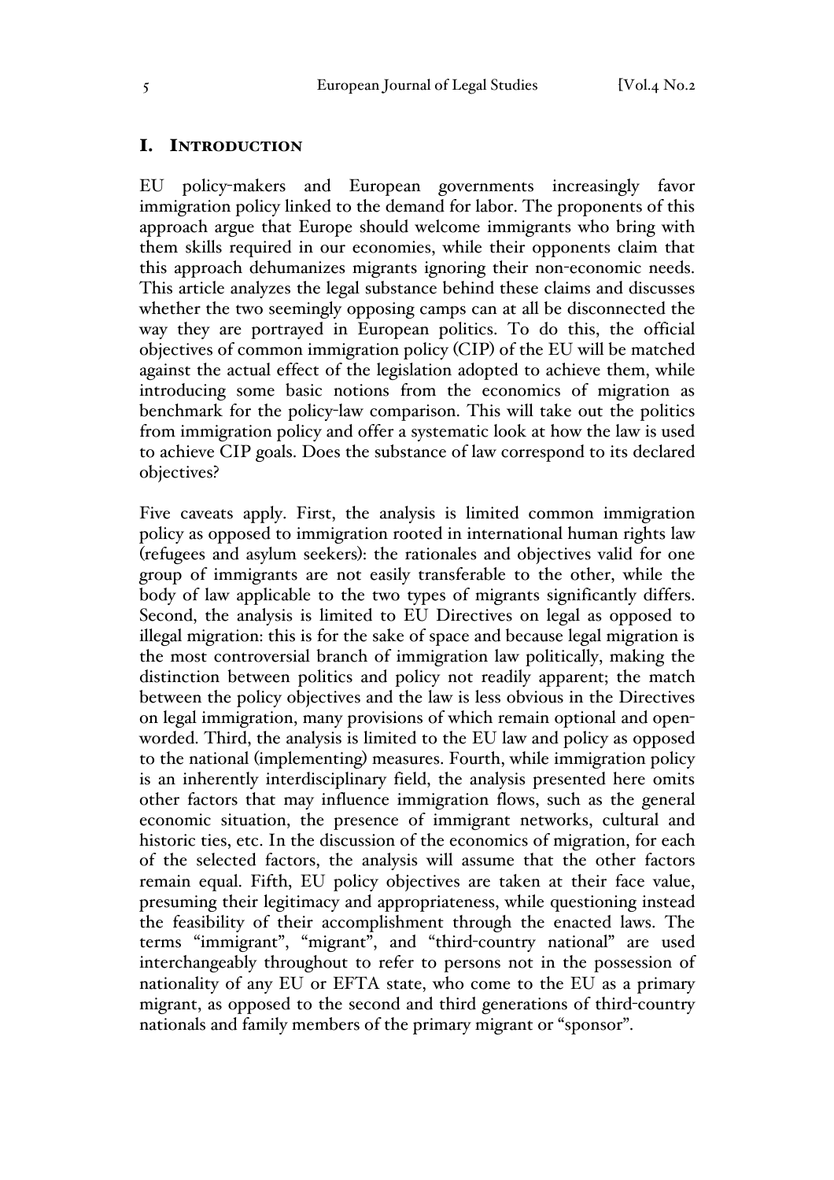## I. INTRODUCTION

EU policy-makers and European governments increasingly favor immigration policy linked to the demand for labor. The proponents of this approach argue that Europe should welcome immigrants who bring with them skills required in our economies, while their opponents claim that this approach dehumanizes migrants ignoring their non-economic needs. This article analyzes the legal substance behind these claims and discusses whether the two seemingly opposing camps can at all be disconnected the way they are portrayed in European politics. To do this, the official objectives of common immigration policy (CIP) of the EU will be matched against the actual effect of the legislation adopted to achieve them, while introducing some basic notions from the economics of migration as benchmark for the policy-law comparison. This will take out the politics from immigration policy and offer a systematic look at how the law is used to achieve CIP goals. Does the substance of law correspond to its declared objectives?

Five caveats apply. First, the analysis is limited common immigration policy as opposed to immigration rooted in international human rights law (refugees and asylum seekers): the rationales and objectives valid for one group of immigrants are not easily transferable to the other, while the body of law applicable to the two types of migrants significantly differs. Second, the analysis is limited to EU Directives on legal as opposed to illegal migration: this is for the sake of space and because legal migration is the most controversial branch of immigration law politically, making the distinction between politics and policy not readily apparent; the match between the policy objectives and the law is less obvious in the Directives on legal immigration, many provisions of which remain optional and open-worded. Third, the analysis is limited to the EU law and policy as opposed to the national (implementing) measures. Fourth, while immigration policy is an inherently interdisciplinary field, the analysis presented here omits other factors that may influence immigration flows, such as the general economic situation, the presence of immigrant networks, cultural and historic ties, etc. In the discussion of the economics of migration, for each of the selected factors, the analysis will assume that the other factors remain equal. Fifth, EU policy objectives are taken at their face value, presuming their legitimacy and appropriateness, while questioning instead the feasibility of their accomplishment through the enacted laws. The terms "immigrant", "migrant", and "third-country national" are used interchangeably throughout to refer to persons not in the possession of nationality of any EU or EFTA state, who come to the EU as a primary migrant, as opposed to the second and third generations of third-country nationals and family members of the primary migrant or "sponsor".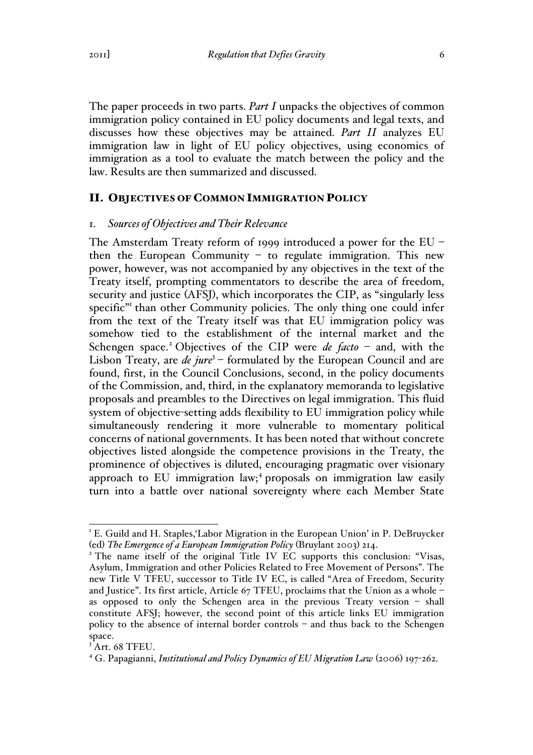The paper proceeds in two parts. *Part I* unpacks the objectives of common immigration policy contained in EU policy documents and legal texts, and discusses how these objectives may be attained. *Part II* analyzes EU immigration law in light of EU policy objectives, using economics of immigration as a tool to evaluate the match between the policy and the law. Results are then summarized and discussed.

## II. OBJECTIVES OF COMMON IMMIGRATION POLICY

### 1. *Sources of Objectives and Their Relevance*

The Amsterdam Treaty reform of 1999 introduced a power for the EU – then the European Community – to regulate immigration. This new power, however, was not accompanied by any objectives in the text of the Treaty itself, prompting commentators to describe the area of freedom, security and justice (AFSJ), which incorporates the CIP, as "singularly less specific"[1] than other Community policies. The only thing one could infer from the text of the Treaty itself was that EU immigration policy was somehow tied to the establishment of the internal market and the Schengen space.[2] Objectives of the CIP were *de facto* – and, with the Lisbon Treaty, are *de jure*[3] – formulated by the European Council and are found, first, in the Council Conclusions, second, in the policy documents of the Commission, and, third, in the explanatory memoranda to legislative proposals and preambles to the Directives on legal immigration. This fluid system of objective-setting adds flexibility to EU immigration policy while simultaneously rendering it more vulnerable to momentary political concerns of national governments. It has been noted that without concrete objectives listed alongside the competence provisions in the Treaty, the prominence of objectives is diluted, encouraging pragmatic over visionary approach to EU immigration law;[4] proposals on immigration law easily turn into a battle over national sovereignty where each Member State

---

[1] E. Guild and H. Staples,'Labor Migration in the European Union' in P. DeBruycker (ed) *The Emergence of a European Immigration Policy* (Bruylant 2003) 214.

[2] The name itself of the original Title IV EC supports this conclusion: "Visas, Asylum, Immigration and other Policies Related to Free Movement of Persons". The new Title V TFEU, successor to Title IV EC, is called "Area of Freedom, Security and Justice". Its first article, Article 67 TFEU, proclaims that the Union as a whole – as opposed to only the Schengen area in the previous Treaty version – shall constitute AFSJ; however, the second point of this article links EU immigration policy to the absence of internal border controls – and thus back to the Schengen space.

[3] Art. 68 TFEU.

[4] G. Papagianni, *Institutional and Policy Dynamics of EU Migration Law* (2006) 197-262.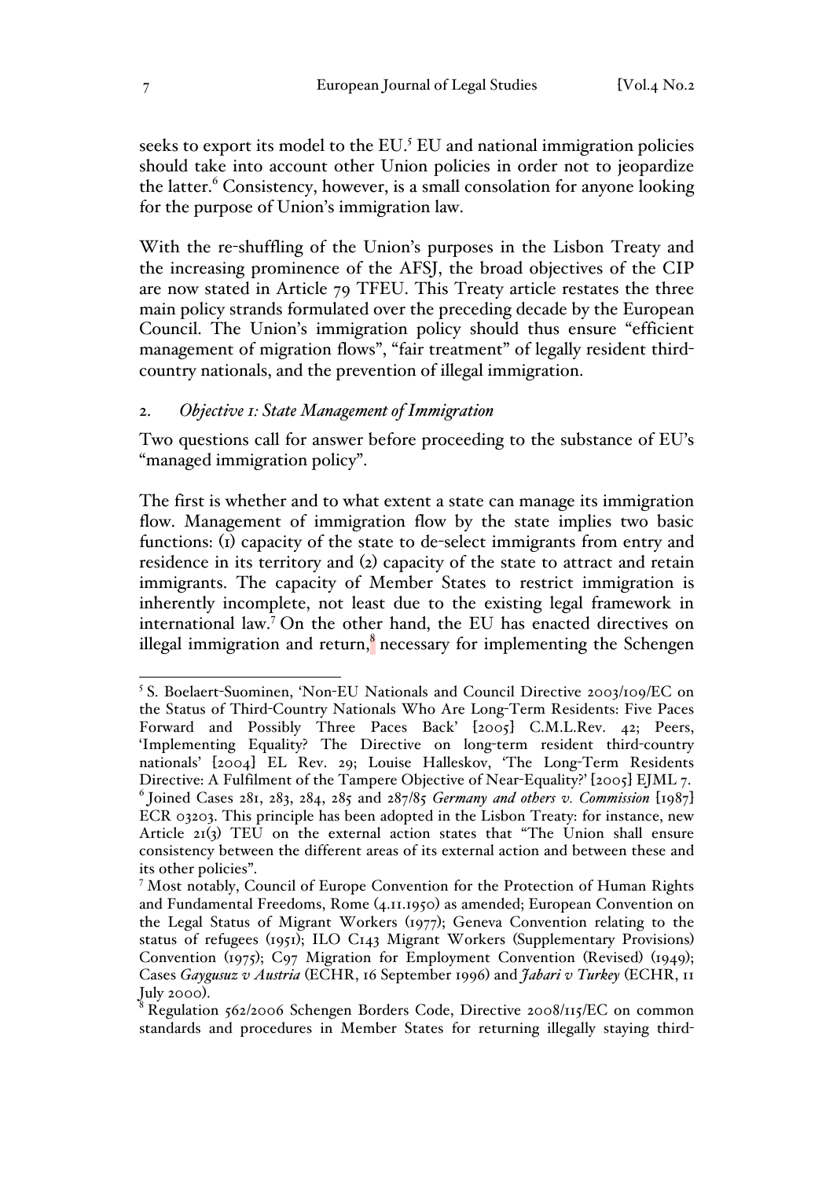seeks to export its model to the EU.[5] EU and national immigration policies should take into account other Union policies in order not to jeopardize the latter.[6] Consistency, however, is a small consolation for anyone looking for the purpose of Union's immigration law.

With the re-shuffling of the Union's purposes in the Lisbon Treaty and the increasing prominence of the AFSJ, the broad objectives of the CIP are now stated in Article 79 TFEU. This Treaty article restates the three main policy strands formulated over the preceding decade by the European Council. The Union's immigration policy should thus ensure "efficient management of migration flows", "fair treatment" of legally resident third-country nationals, and the prevention of illegal immigration.

## 2. *Objective 1: State Management of Immigration*

Two questions call for answer before proceeding to the substance of EU's "managed immigration policy".

The first is whether and to what extent a state can manage its immigration flow. Management of immigration flow by the state implies two basic functions: (1) capacity of the state to de-select immigrants from entry and residence in its territory and (2) capacity of the state to attract and retain immigrants. The capacity of Member States to restrict immigration is inherently incomplete, not least due to the existing legal framework in international law.[7] On the other hand, the EU has enacted directives on illegal immigration and return,[8] necessary for implementing the Schengen

---

[5] S. Boelaert-Suominen, 'Non-EU Nationals and Council Directive 2003/109/EC on the Status of Third-Country Nationals Who Are Long-Term Residents: Five Paces Forward and Possibly Three Paces Back' [2005] C.M.L.Rev. 42; Peers, 'Implementing Equality? The Directive on long-term resident third-country nationals' [2004] EL Rev. 29; Louise Halleskov, 'The Long-Term Residents Directive: A Fulfilment of the Tampere Objective of Near-Equality?' [2005] EJML 7.

[6] Joined Cases 281, 283, 284, 285 and 287/85 *Germany and others v. Commission* [1987] ECR 03203. This principle has been adopted in the Lisbon Treaty: for instance, new Article 21(3) TEU on the external action states that "The Union shall ensure consistency between the different areas of its external action and between these and its other policies".

[7] Most notably, Council of Europe Convention for the Protection of Human Rights and Fundamental Freedoms, Rome (4.11.1950) as amended; European Convention on the Legal Status of Migrant Workers (1977); Geneva Convention relating to the status of refugees (1951); ILO C143 Migrant Workers (Supplementary Provisions) Convention (1975); C97 Migration for Employment Convention (Revised) (1949); Cases *Gaygusuz v Austria* (ECHR, 16 September 1996) and *Jabari v Turkey* (ECHR, 11 July 2000).

[8] Regulation 562/2006 Schengen Borders Code, Directive 2008/115/EC on common standards and procedures in Member States for returning illegally staying third-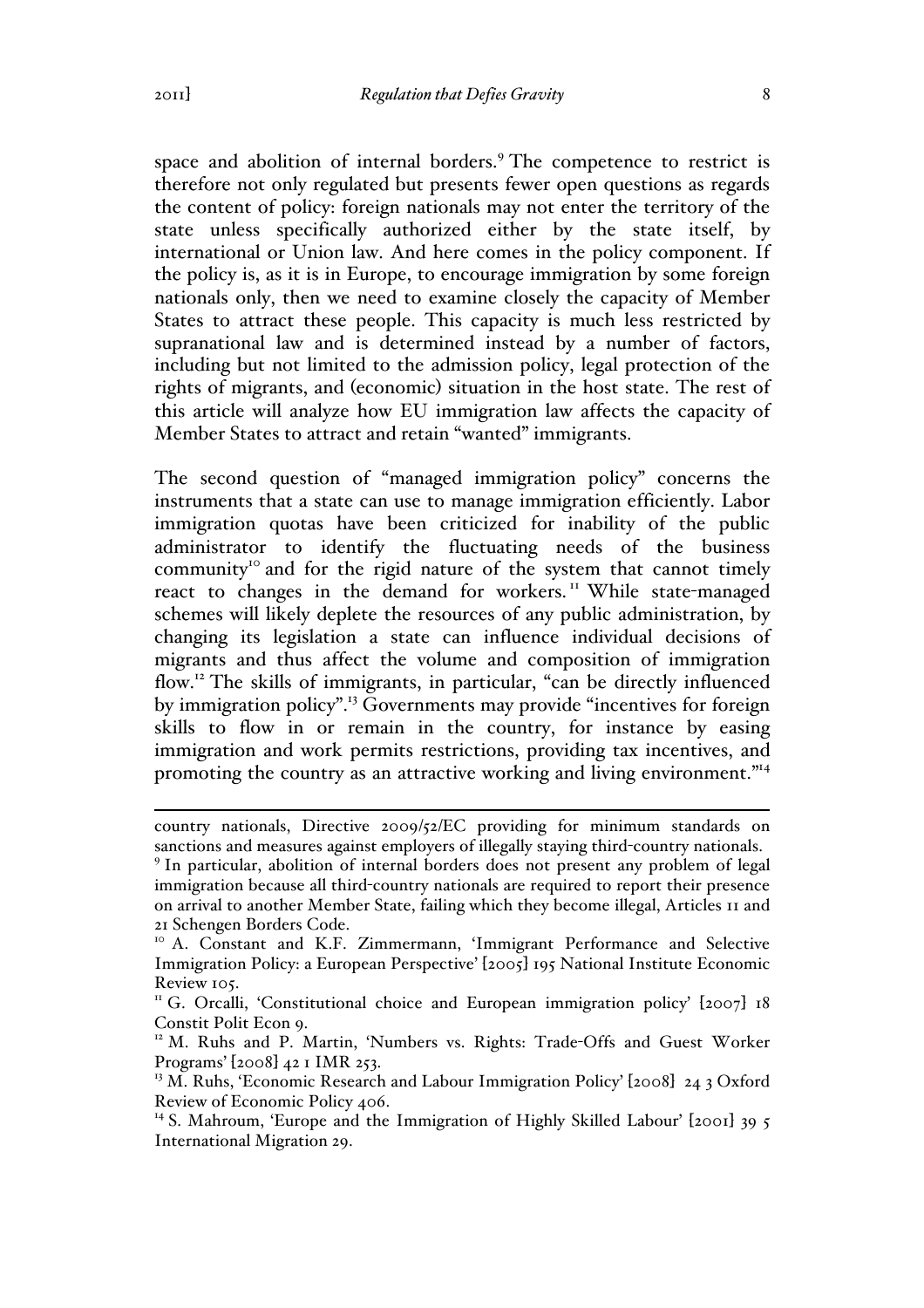space and abolition of internal borders.[9] The competence to restrict is therefore not only regulated but presents fewer open questions as regards the content of policy: foreign nationals may not enter the territory of the state unless specifically authorized either by the state itself, by international or Union law. And here comes in the policy component. If the policy is, as it is in Europe, to encourage immigration by some foreign nationals only, then we need to examine closely the capacity of Member States to attract these people. This capacity is much less restricted by supranational law and is determined instead by a number of factors, including but not limited to the admission policy, legal protection of the rights of migrants, and (economic) situation in the host state. The rest of this article will analyze how EU immigration law affects the capacity of Member States to attract and retain "wanted" immigrants.

The second question of "managed immigration policy" concerns the instruments that a state can use to manage immigration efficiently. Labor immigration quotas have been criticized for inability of the public administrator to identify the fluctuating needs of the business community[10] and for the rigid nature of the system that cannot timely react to changes in the demand for workers.[11] While state-managed schemes will likely deplete the resources of any public administration, by changing its legislation a state can influence individual decisions of migrants and thus affect the volume and composition of immigration flow.[12] The skills of immigrants, in particular, "can be directly influenced by immigration policy".[13] Governments may provide "incentives for foreign skills to flow in or remain in the country, for instance by easing immigration and work permits restrictions, providing tax incentives, and promoting the country as an attractive working and living environment."[14]

---

country nationals, Directive 2009/52/EC providing for minimum standards on sanctions and measures against employers of illegally staying third-country nationals.

[9] In particular, abolition of internal borders does not present any problem of legal immigration because all third-country nationals are required to report their presence on arrival to another Member State, failing which they become illegal, Articles 11 and 21 Schengen Borders Code.

[10] A. Constant and K.F. Zimmermann, 'Immigrant Performance and Selective Immigration Policy: a European Perspective' [2005] 195 National Institute Economic Review 105.

[11] G. Orcalli, 'Constitutional choice and European immigration policy' [2007] 18 Constit Polit Econ 9.

[12] M. Ruhs and P. Martin, 'Numbers vs. Rights: Trade-Offs and Guest Worker Programs' [2008] 42 1 IMR 253.

[13] M. Ruhs, 'Economic Research and Labour Immigration Policy' [2008] 24 3 Oxford Review of Economic Policy 406.

[14] S. Mahroum, 'Europe and the Immigration of Highly Skilled Labour' [2001] 39 5 International Migration 29.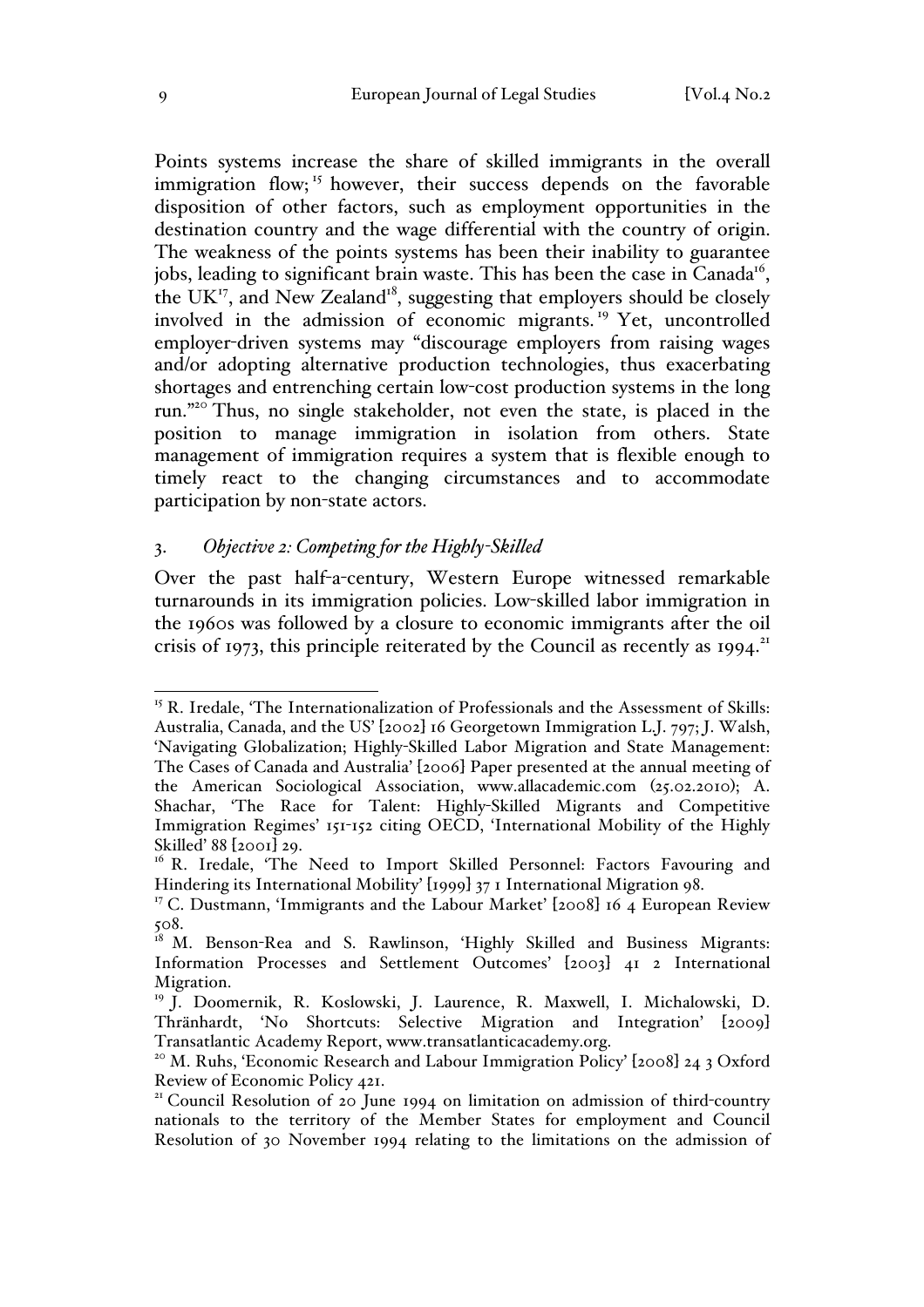Points systems increase the share of skilled immigrants in the overall immigration flow;[15] however, their success depends on the favorable disposition of other factors, such as employment opportunities in the destination country and the wage differential with the country of origin. The weakness of the points systems has been their inability to guarantee jobs, leading to significant brain waste. This has been the case in Canada[16], the UK[17], and New Zealand[18], suggesting that employers should be closely involved in the admission of economic migrants.[19] Yet, uncontrolled employer-driven systems may "discourage employers from raising wages and/or adopting alternative production technologies, thus exacerbating shortages and entrenching certain low-cost production systems in the long run."[20] Thus, no single stakeholder, not even the state, is placed in the position to manage immigration in isolation from others. State management of immigration requires a system that is flexible enough to timely react to the changing circumstances and to accommodate participation by non-state actors.

## 3. *Objective 2: Competing for the Highly-Skilled*

Over the past half-a-century, Western Europe witnessed remarkable turnarounds in its immigration policies. Low-skilled labor immigration in the 1960s was followed by a closure to economic immigrants after the oil crisis of 1973, this principle reiterated by the Council as recently as 1994.[21]

---

[15] R. Iredale, 'The Internationalization of Professionals and the Assessment of Skills: Australia, Canada, and the US' [2002] 16 Georgetown Immigration L.J. 797; J. Walsh, 'Navigating Globalization; Highly-Skilled Labor Migration and State Management: The Cases of Canada and Australia' [2006] Paper presented at the annual meeting of the American Sociological Association, www.allacademic.com (25.02.2010); A. Shachar, 'The Race for Talent: Highly-Skilled Migrants and Competitive Immigration Regimes' 151-152 citing OECD, 'International Mobility of the Highly Skilled' 88 [2001] 29.

[16] R. Iredale, 'The Need to Import Skilled Personnel: Factors Favouring and Hindering its International Mobility' [1999] 37 1 International Migration 98.

[17] C. Dustmann, 'Immigrants and the Labour Market' [2008] 16 4 European Review 508.

[18] M. Benson-Rea and S. Rawlinson, 'Highly Skilled and Business Migrants: Information Processes and Settlement Outcomes' [2003] 41 2 International Migration.

[19] J. Doomernik, R. Koslowski, J. Laurence, R. Maxwell, I. Michalowski, D. Thränhardt, 'No Shortcuts: Selective Migration and Integration' [2009] Transatlantic Academy Report, www.transatlanticacademy.org.

[20] M. Ruhs, 'Economic Research and Labour Immigration Policy' [2008] 24 3 Oxford Review of Economic Policy 421.

[21] Council Resolution of 20 June 1994 on limitation on admission of third-country nationals to the territory of the Member States for employment and Council Resolution of 30 November 1994 relating to the limitations on the admission of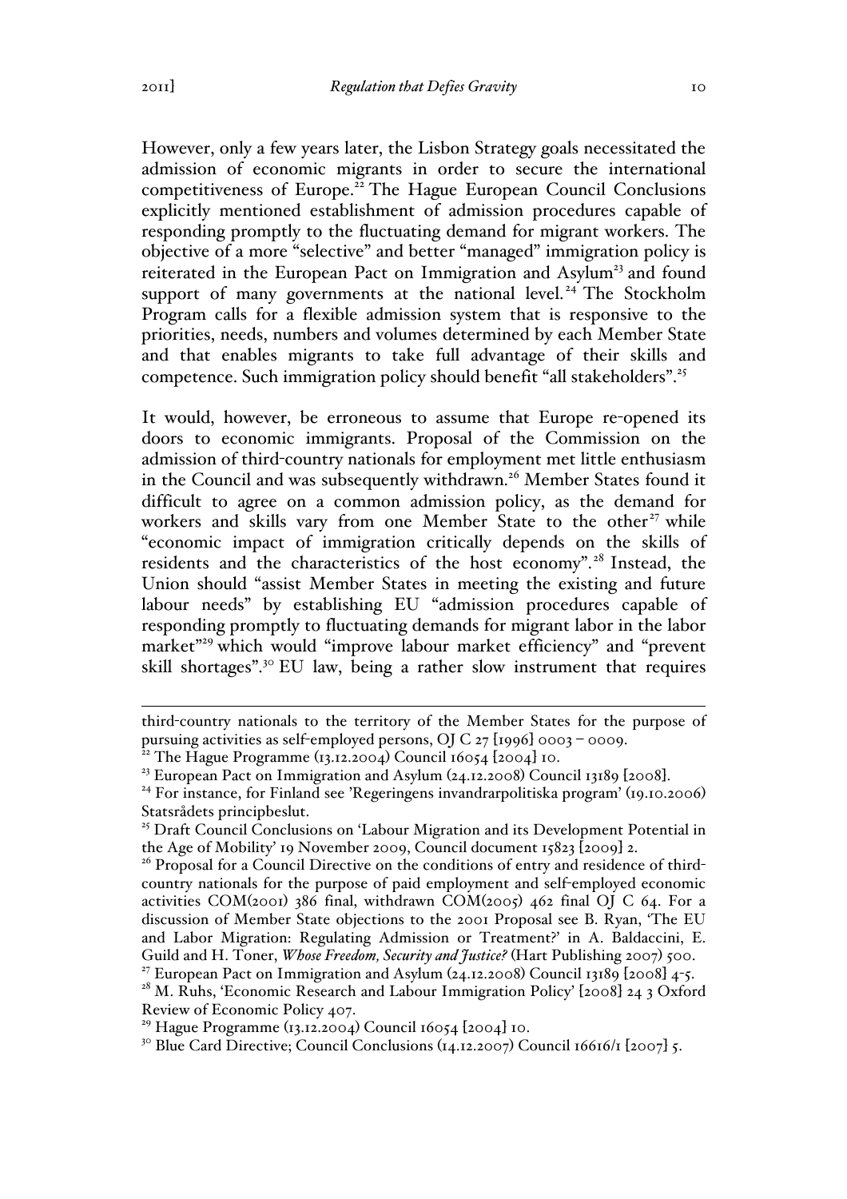However, only a few years later, the Lisbon Strategy goals necessitated the admission of economic migrants in order to secure the international competitiveness of Europe.[22] The Hague European Council Conclusions explicitly mentioned establishment of admission procedures capable of responding promptly to the fluctuating demand for migrant workers. The objective of a more "selective" and better "managed" immigration policy is reiterated in the European Pact on Immigration and Asylum[23] and found support of many governments at the national level.[24] The Stockholm Program calls for a flexible admission system that is responsive to the priorities, needs, numbers and volumes determined by each Member State and that enables migrants to take full advantage of their skills and competence. Such immigration policy should benefit "all stakeholders".[25]

It would, however, be erroneous to assume that Europe re-opened its doors to economic immigrants. Proposal of the Commission on the admission of third-country nationals for employment met little enthusiasm in the Council and was subsequently withdrawn.[26] Member States found it difficult to agree on a common admission policy, as the demand for workers and skills vary from one Member State to the other[27] while "economic impact of immigration critically depends on the skills of residents and the characteristics of the host economy".[28] Instead, the Union should "assist Member States in meeting the existing and future labour needs" by establishing EU "admission procedures capable of responding promptly to fluctuating demands for migrant labor in the labor market"[29] which would "improve labour market efficiency" and "prevent skill shortages".[30] EU law, being a rather slow instrument that requires

---

third-country nationals to the territory of the Member States for the purpose of pursuing activities as self-employed persons, OJ C 27 [1996] 0003 – 0009.

[22] The Hague Programme (13.12.2004) Council 16054 [2004] 10.

[23] European Pact on Immigration and Asylum (24.12.2008) Council 13189 [2008].

[24] For instance, for Finland see 'Regeringens invandrarpolitiska program' (19.10.2006) Statsrådets principbeslut.

[25] Draft Council Conclusions on 'Labour Migration and its Development Potential in the Age of Mobility' 19 November 2009, Council document 15823 [2009] 2.

[26] Proposal for a Council Directive on the conditions of entry and residence of third-country nationals for the purpose of paid employment and self-employed economic activities COM(2001) 386 final, withdrawn COM(2005) 462 final OJ C 64. For a discussion of Member State objections to the 2001 Proposal see B. Ryan, 'The EU and Labor Migration: Regulating Admission or Treatment?' in A. Baldaccini, E. Guild and H. Toner, *Whose Freedom, Security and Justice?* (Hart Publishing 2007) 500.

[27] European Pact on Immigration and Asylum (24.12.2008) Council 13189 [2008] 4-5.

[28] M. Ruhs, 'Economic Research and Labour Immigration Policy' [2008] 24 3 Oxford Review of Economic Policy 407.

[29] Hague Programme (13.12.2004) Council 16054 [2004] 10.

[30] Blue Card Directive; Council Conclusions (14.12.2007) Council 16616/1 [2007] 5.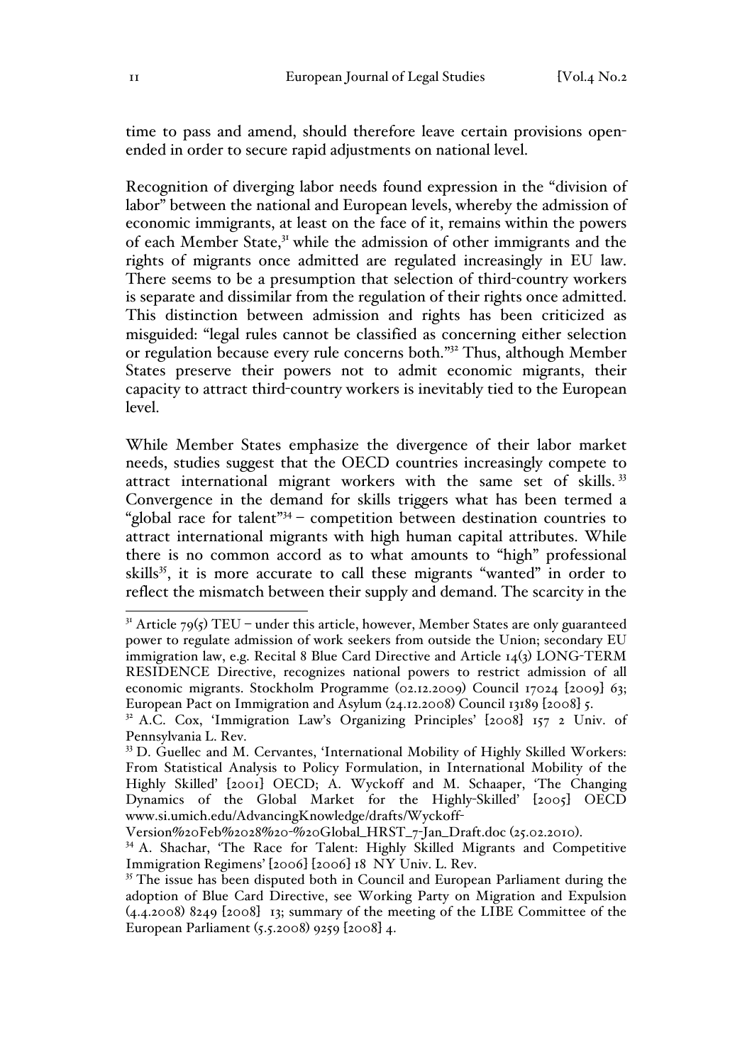time to pass and amend, should therefore leave certain provisions open-ended in order to secure rapid adjustments on national level.

Recognition of diverging labor needs found expression in the "division of labor" between the national and European levels, whereby the admission of economic immigrants, at least on the face of it, remains within the powers of each Member State,[31] while the admission of other immigrants and the rights of migrants once admitted are regulated increasingly in EU law. There seems to be a presumption that selection of third-country workers is separate and dissimilar from the regulation of their rights once admitted. This distinction between admission and rights has been criticized as misguided: "legal rules cannot be classified as concerning either selection or regulation because every rule concerns both."[32] Thus, although Member States preserve their powers not to admit economic migrants, their capacity to attract third-country workers is inevitably tied to the European level.

While Member States emphasize the divergence of their labor market needs, studies suggest that the OECD countries increasingly compete to attract international migrant workers with the same set of skills.[33] Convergence in the demand for skills triggers what has been termed a "global race for talent"[34] – competition between destination countries to attract international migrants with high human capital attributes. While there is no common accord as to what amounts to "high" professional skills[35], it is more accurate to call these migrants "wanted" in order to reflect the mismatch between their supply and demand. The scarcity in the

---

[31] Article 79(5) TEU – under this article, however, Member States are only guaranteed power to regulate admission of work seekers from outside the Union; secondary EU immigration law, e.g. Recital 8 Blue Card Directive and Article 14(3) LONG-TERM RESIDENCE Directive, recognizes national powers to restrict admission of all economic migrants. Stockholm Programme (02.12.2009) Council 17024 [2009] 63; European Pact on Immigration and Asylum (24.12.2008) Council 13189 [2008] 5.

[32] A.C. Cox, 'Immigration Law's Organizing Principles' [2008] 157 2 Univ. of Pennsylvania L. Rev.

[33] D. Guellec and M. Cervantes, 'International Mobility of Highly Skilled Workers: From Statistical Analysis to Policy Formulation, in International Mobility of the Highly Skilled' [2001] OECD; A. Wyckoff and M. Schaaper, 'The Changing Dynamics of the Global Market for the Highly-Skilled' [2005] OECD www.si.umich.edu/AdvancingKnowledge/drafts/Wyckoff-Version%20Feb%2028%20-%20Global_HRST_7-Jan_Draft.doc (25.02.2010).

[34] A. Shachar, 'The Race for Talent: Highly Skilled Migrants and Competitive Immigration Regimens' [2006] [2006] 18 NY Univ. L. Rev.

[35] The issue has been disputed both in Council and European Parliament during the adoption of Blue Card Directive, see Working Party on Migration and Expulsion (4.4.2008) 8249 [2008] 13; summary of the meeting of the LIBE Committee of the European Parliament (5.5.2008) 9259 [2008] 4.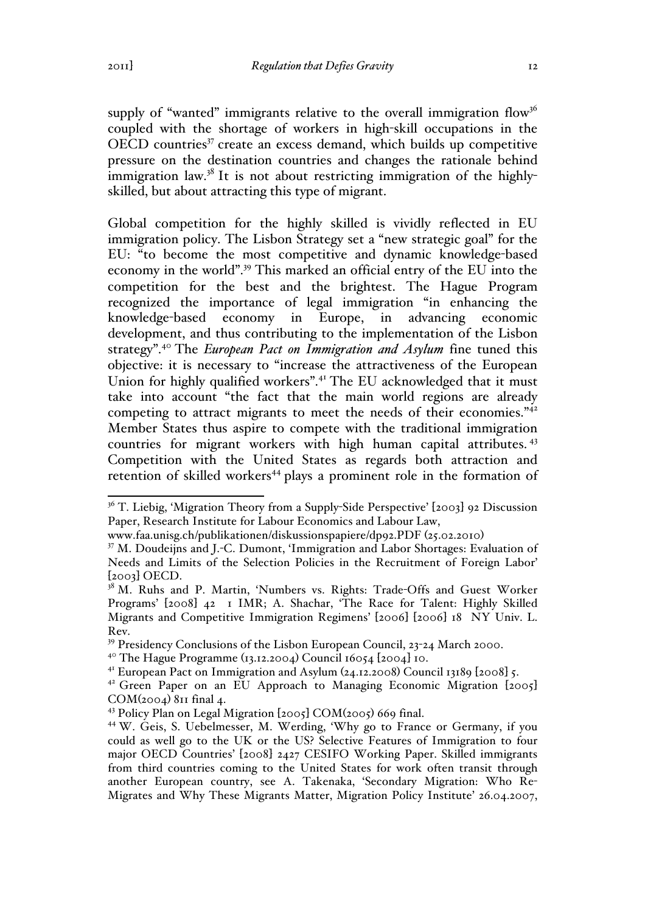supply of "wanted" immigrants relative to the overall immigration flow[36] coupled with the shortage of workers in high-skill occupations in the OECD countries[37] create an excess demand, which builds up competitive pressure on the destination countries and changes the rationale behind immigration law.[38] It is not about restricting immigration of the highly-skilled, but about attracting this type of migrant.

Global competition for the highly skilled is vividly reflected in EU immigration policy. The Lisbon Strategy set a "new strategic goal" for the EU: "to become the most competitive and dynamic knowledge-based economy in the world".[39] This marked an official entry of the EU into the competition for the best and the brightest. The Hague Program recognized the importance of legal immigration "in enhancing the knowledge-based economy in Europe, in advancing economic development, and thus contributing to the implementation of the Lisbon strategy".[40] The *European Pact on Immigration and Asylum* fine tuned this objective: it is necessary to "increase the attractiveness of the European Union for highly qualified workers".[41] The EU acknowledged that it must take into account "the fact that the main world regions are already competing to attract migrants to meet the needs of their economies."[42] Member States thus aspire to compete with the traditional immigration countries for migrant workers with high human capital attributes.[43] Competition with the United States as regards both attraction and retention of skilled workers[44] plays a prominent role in the formation of

---

[36] T. Liebig, 'Migration Theory from a Supply-Side Perspective' [2003] 92 Discussion Paper, Research Institute for Labour Economics and Labour Law, www.faa.unisg.ch/publikationen/diskussionspapiere/dp92.PDF (25.02.2010)

[37] M. Doudeijns and J.-C. Dumont, 'Immigration and Labor Shortages: Evaluation of Needs and Limits of the Selection Policies in the Recruitment of Foreign Labor' [2003] OECD.

[38] M. Ruhs and P. Martin, 'Numbers vs. Rights: Trade-Offs and Guest Worker Programs' [2008] 42 1 IMR; A. Shachar, 'The Race for Talent: Highly Skilled Migrants and Competitive Immigration Regimens' [2006] [2006] 18 NY Univ. L. Rev.

[39] Presidency Conclusions of the Lisbon European Council, 23-24 March 2000.

[40] The Hague Programme (13.12.2004) Council 16054 [2004] 10.

[41] European Pact on Immigration and Asylum (24.12.2008) Council 13189 [2008] 5.

[42] Green Paper on an EU Approach to Managing Economic Migration [2005] COM(2004) 811 final 4.

[43] Policy Plan on Legal Migration [2005] COM(2005) 669 final.

[44] W. Geis, S. Uebelmesser, M. Werding, 'Why go to France or Germany, if you could as well go to the UK or the US? Selective Features of Immigration to four major OECD Countries' [2008] 2427 CESIFO Working Paper. Skilled immigrants from third countries coming to the United States for work often transit through another European country, see A. Takenaka, 'Secondary Migration: Who Re-Migrates and Why These Migrants Matter, Migration Policy Institute' 26.04.2007,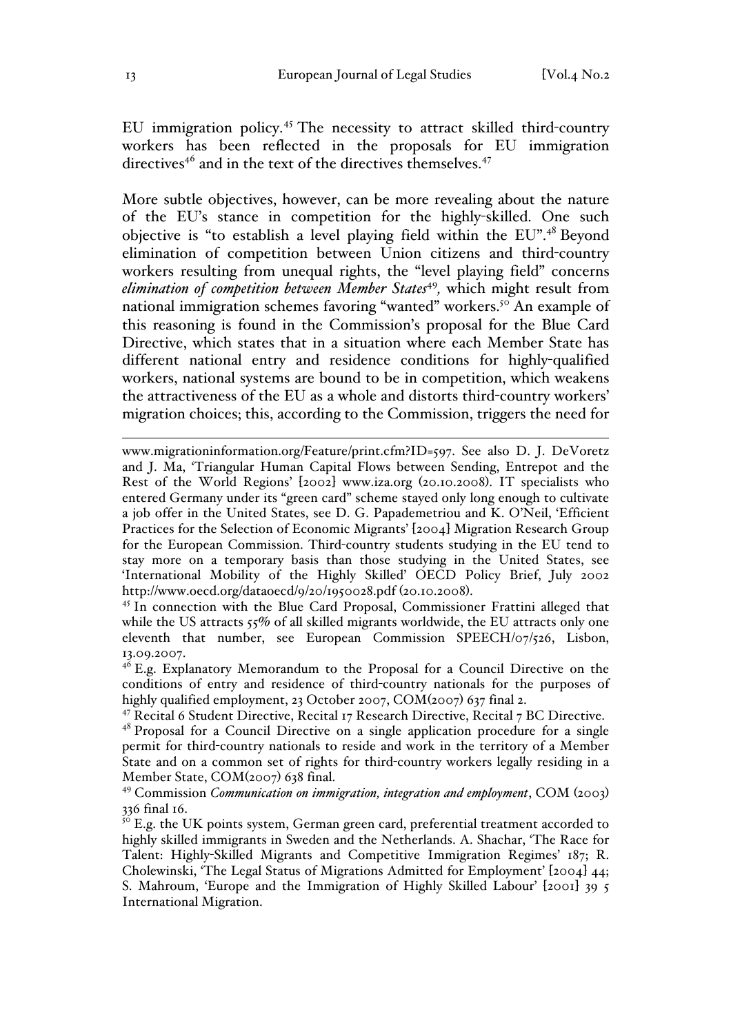EU immigration policy.[45] The necessity to attract skilled third-country workers has been reflected in the proposals for EU immigration directives[46] and in the text of the directives themselves.[47]

More subtle objectives, however, can be more revealing about the nature of the EU's stance in competition for the highly-skilled. One such objective is "to establish a level playing field within the EU".[48] Beyond elimination of competition between Union citizens and third-country workers resulting from unequal rights, the "level playing field" concerns *elimination of competition between Member States*[49], which might result from national immigration schemes favoring "wanted" workers.[50] An example of this reasoning is found in the Commission's proposal for the Blue Card Directive, which states that in a situation where each Member State has different national entry and residence conditions for highly-qualified workers, national systems are bound to be in competition, which weakens the attractiveness of the EU as a whole and distorts third-country workers' migration choices; this, according to the Commission, triggers the need for

---

www.migrationinformation.org/Feature/print.cfm?ID=597. See also D. J. DeVoretz and J. Ma, 'Triangular Human Capital Flows between Sending, Entrepot and the Rest of the World Regions' [2002] www.iza.org (20.10.2008). IT specialists who entered Germany under its "green card" scheme stayed only long enough to cultivate a job offer in the United States, see D. G. Papademetriou and K. O'Neil, 'Efficient Practices for the Selection of Economic Migrants' [2004] Migration Research Group for the European Commission. Third-country students studying in the EU tend to stay more on a temporary basis than those studying in the United States, see 'International Mobility of the Highly Skilled' OECD Policy Brief, July 2002 http://www.oecd.org/dataoecd/9/20/1950028.pdf (20.10.2008).

[45] In connection with the Blue Card Proposal, Commissioner Frattini alleged that while the US attracts 55% of all skilled migrants worldwide, the EU attracts only one eleventh that number, see European Commission SPEECH/07/526, Lisbon, 13.09.2007.

[46] E.g. Explanatory Memorandum to the Proposal for a Council Directive on the conditions of entry and residence of third-country nationals for the purposes of highly qualified employment, 23 October 2007, COM(2007) 637 final 2.

[47] Recital 6 Student Directive, Recital 17 Research Directive, Recital 7 BC Directive.

[48] Proposal for a Council Directive on a single application procedure for a single permit for third-country nationals to reside and work in the territory of a Member State and on a common set of rights for third-country workers legally residing in a Member State, COM(2007) 638 final.

[49] Commission *Communication on immigration, integration and employment*, COM (2003) 336 final 16.

[50] E.g. the UK points system, German green card, preferential treatment accorded to highly skilled immigrants in Sweden and the Netherlands. A. Shachar, 'The Race for Talent: Highly-Skilled Migrants and Competitive Immigration Regimes' 187; R. Cholewinski, 'The Legal Status of Migrations Admitted for Employment' [2004] 44; S. Mahroum, 'Europe and the Immigration of Highly Skilled Labour' [2001] 39 5 International Migration.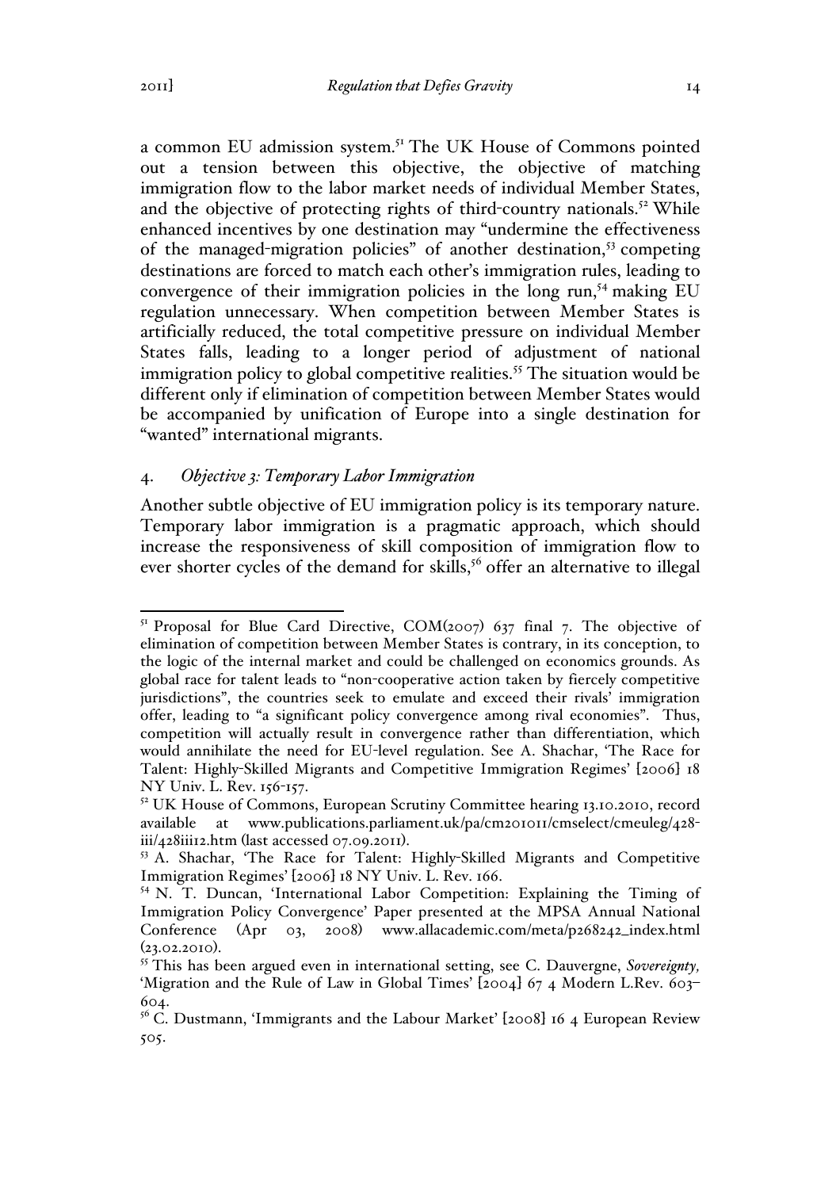a common EU admission system.[51] The UK House of Commons pointed out a tension between this objective, the objective of matching immigration flow to the labor market needs of individual Member States, and the objective of protecting rights of third-country nationals.[52] While enhanced incentives by one destination may "undermine the effectiveness of the managed-migration policies" of another destination,[53] competing destinations are forced to match each other's immigration rules, leading to convergence of their immigration policies in the long run,[54] making EU regulation unnecessary. When competition between Member States is artificially reduced, the total competitive pressure on individual Member States falls, leading to a longer period of adjustment of national immigration policy to global competitive realities.[55] The situation would be different only if elimination of competition between Member States would be accompanied by unification of Europe into a single destination for "wanted" international migrants.

### 4. *Objective 3: Temporary Labor Immigration*

Another subtle objective of EU immigration policy is its temporary nature. Temporary labor immigration is a pragmatic approach, which should increase the responsiveness of skill composition of immigration flow to ever shorter cycles of the demand for skills,[56] offer an alternative to illegal

---

[51] Proposal for Blue Card Directive, COM(2007) 637 final 7. The objective of elimination of competition between Member States is contrary, in its conception, to the logic of the internal market and could be challenged on economics grounds. As global race for talent leads to "non-cooperative action taken by fiercely competitive jurisdictions", the countries seek to emulate and exceed their rivals' immigration offer, leading to "a significant policy convergence among rival economies". Thus, competition will actually result in convergence rather than differentiation, which would annihilate the need for EU-level regulation. See A. Shachar, 'The Race for Talent: Highly-Skilled Migrants and Competitive Immigration Regimes' [2006] 18 NY Univ. L. Rev. 156-157.

[52] UK House of Commons, European Scrutiny Committee hearing 13.10.2010, record available at www.publications.parliament.uk/pa/cm201011/cmselect/cmeuleg/428-iii/428iii12.htm (last accessed 07.09.2011).

[53] A. Shachar, 'The Race for Talent: Highly-Skilled Migrants and Competitive Immigration Regimes' [2006] 18 NY Univ. L. Rev. 166.

[54] N. T. Duncan, 'International Labor Competition: Explaining the Timing of Immigration Policy Convergence' Paper presented at the MPSA Annual National Conference (Apr 03, 2008) www.allacademic.com/meta/p268242_index.html (23.02.2010).

[55] This has been argued even in international setting, see C. Dauvergne, *Sovereignty,* 'Migration and the Rule of Law in Global Times' [2004] 67 4 Modern L.Rev. 603–604.

[56] C. Dustmann, 'Immigrants and the Labour Market' [2008] 16 4 European Review 505.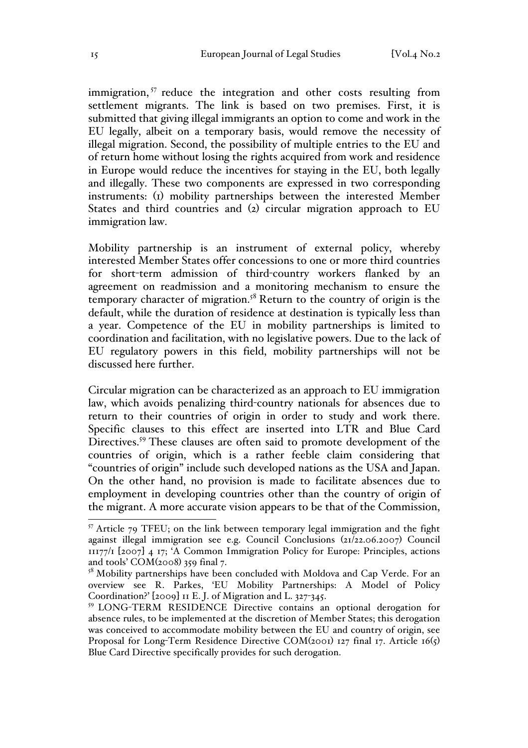immigration,[57] reduce the integration and other costs resulting from settlement migrants. The link is based on two premises. First, it is submitted that giving illegal immigrants an option to come and work in the EU legally, albeit on a temporary basis, would remove the necessity of illegal migration. Second, the possibility of multiple entries to the EU and of return home without losing the rights acquired from work and residence in Europe would reduce the incentives for staying in the EU, both legally and illegally. These two components are expressed in two corresponding instruments: (1) mobility partnerships between the interested Member States and third countries and (2) circular migration approach to EU immigration law.

Mobility partnership is an instrument of external policy, whereby interested Member States offer concessions to one or more third countries for short-term admission of third-country workers flanked by an agreement on readmission and a monitoring mechanism to ensure the temporary character of migration.[58] Return to the country of origin is the default, while the duration of residence at destination is typically less than a year. Competence of the EU in mobility partnerships is limited to coordination and facilitation, with no legislative powers. Due to the lack of EU regulatory powers in this field, mobility partnerships will not be discussed here further.

Circular migration can be characterized as an approach to EU immigration law, which avoids penalizing third-country nationals for absences due to return to their countries of origin in order to study and work there. Specific clauses to this effect are inserted into LTR and Blue Card Directives.[59] These clauses are often said to promote development of the countries of origin, which is a rather feeble claim considering that "countries of origin" include such developed nations as the USA and Japan. On the other hand, no provision is made to facilitate absences due to employment in developing countries other than the country of origin of the migrant. A more accurate vision appears to be that of the Commission,

[57] Article 79 TFEU; on the link between temporary legal immigration and the fight against illegal immigration see e.g. Council Conclusions (21/22.06.2007) Council 11177/1 [2007] 4 17; 'A Common Immigration Policy for Europe: Principles, actions and tools' COM(2008) 359 final 7.

[58] Mobility partnerships have been concluded with Moldova and Cap Verde. For an overview see R. Parkes, 'EU Mobility Partnerships: A Model of Policy Coordination?' [2009] 11 E. J. of Migration and L. 327-345.

[59] LONG-TERM RESIDENCE Directive contains an optional derogation for absence rules, to be implemented at the discretion of Member States; this derogation was conceived to accommodate mobility between the EU and country of origin, see Proposal for Long-Term Residence Directive COM(2001) 127 final 17. Article 16(5) Blue Card Directive specifically provides for such derogation.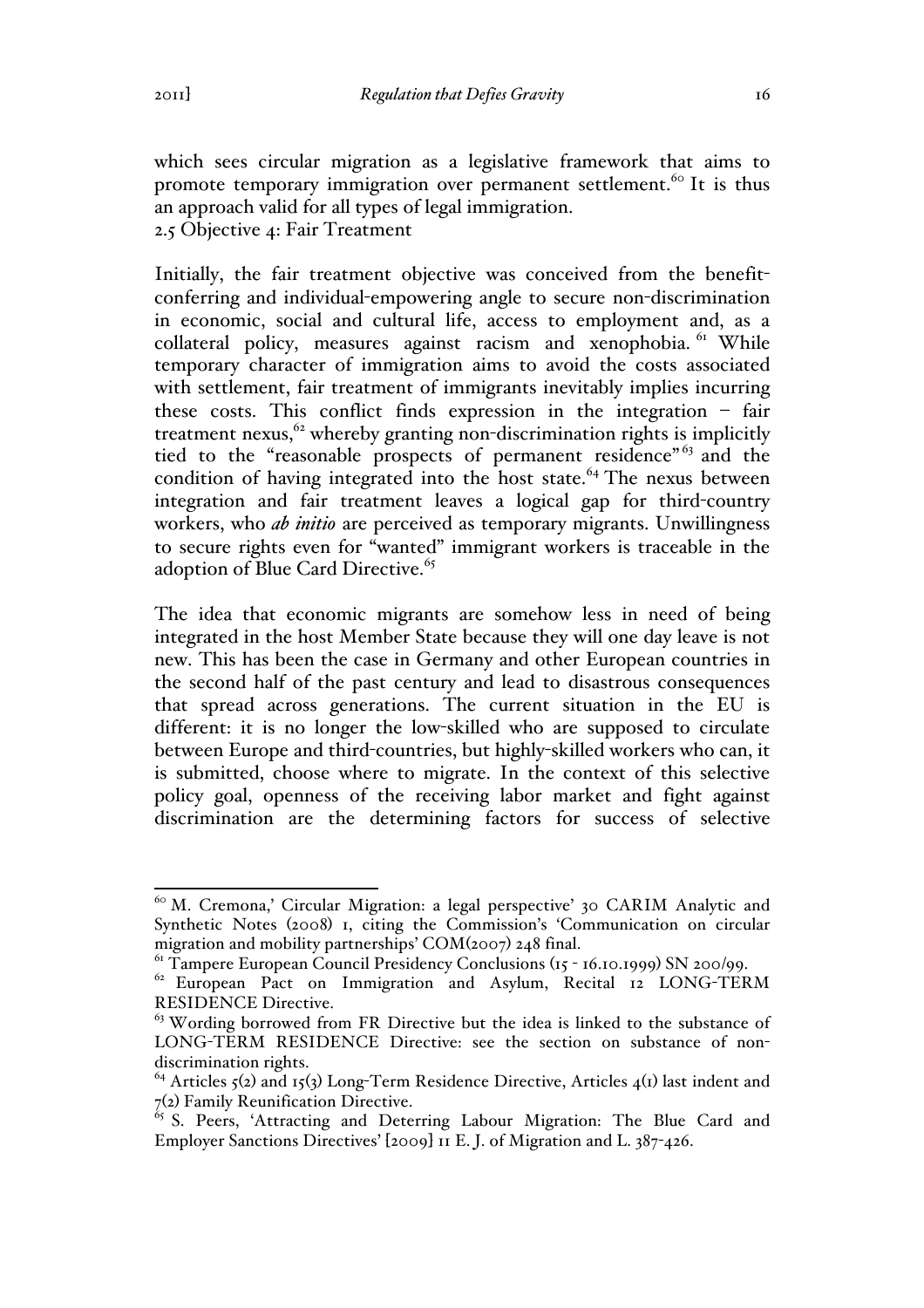which sees circular migration as a legislative framework that aims to promote temporary immigration over permanent settlement.[60] It is thus an approach valid for all types of legal immigration.

### 2.5 Objective 4: Fair Treatment

Initially, the fair treatment objective was conceived from the benefit-conferring and individual-empowering angle to secure non-discrimination in economic, social and cultural life, access to employment and, as a collateral policy, measures against racism and xenophobia.[61] While temporary character of immigration aims to avoid the costs associated with settlement, fair treatment of immigrants inevitably implies incurring these costs. This conflict finds expression in the integration – fair treatment nexus,[62] whereby granting non-discrimination rights is implicitly tied to the "reasonable prospects of permanent residence"[63] and the condition of having integrated into the host state.[64] The nexus between integration and fair treatment leaves a logical gap for third-country workers, who *ab initio* are perceived as temporary migrants. Unwillingness to secure rights even for "wanted" immigrant workers is traceable in the adoption of Blue Card Directive.[65]

The idea that economic migrants are somehow less in need of being integrated in the host Member State because they will one day leave is not new. This has been the case in Germany and other European countries in the second half of the past century and lead to disastrous consequences that spread across generations. The current situation in the EU is different: it is no longer the low-skilled who are supposed to circulate between Europe and third-countries, but highly-skilled workers who can, it is submitted, choose where to migrate. In the context of this selective policy goal, openness of the receiving labor market and fight against discrimination are the determining factors for success of selective

---

[60] M. Cremona,' Circular Migration: a legal perspective' 30 CARIM Analytic and Synthetic Notes (2008) 1, citing the Commission's 'Communication on circular migration and mobility partnerships' COM(2007) 248 final.

[61] Tampere European Council Presidency Conclusions (15 - 16.10.1999) SN 200/99.

[62] European Pact on Immigration and Asylum, Recital 12 LONG-TERM RESIDENCE Directive.

[63] Wording borrowed from FR Directive but the idea is linked to the substance of LONG-TERM RESIDENCE Directive: see the section on substance of non-discrimination rights.

[64] Articles 5(2) and 15(3) Long-Term Residence Directive, Articles 4(1) last indent and 7(2) Family Reunification Directive.

[65] S. Peers, 'Attracting and Deterring Labour Migration: The Blue Card and Employer Sanctions Directives' [2009] 11 E. J. of Migration and L. 387-426.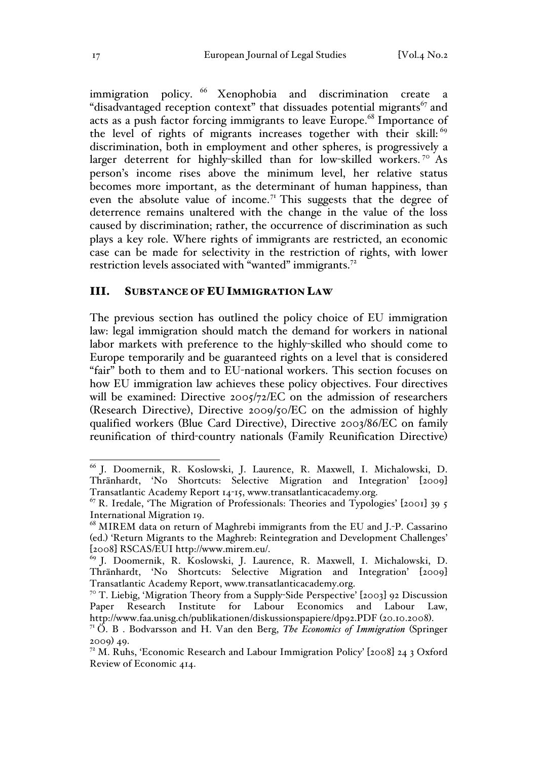immigration policy.[66] Xenophobia and discrimination create a "disadvantaged reception context" that dissuades potential migrants[67] and acts as a push factor forcing immigrants to leave Europe.[68] Importance of the level of rights of migrants increases together with their skill:[69] discrimination, both in employment and other spheres, is progressively a larger deterrent for highly-skilled than for low-skilled workers.[70] As person's income rises above the minimum level, her relative status becomes more important, as the determinant of human happiness, than even the absolute value of income.[71] This suggests that the degree of deterrence remains unaltered with the change in the value of the loss caused by discrimination; rather, the occurrence of discrimination as such plays a key role. Where rights of immigrants are restricted, an economic case can be made for selectivity in the restriction of rights, with lower restriction levels associated with "wanted" immigrants.[72]

## III. SUBSTANCE OF EU IMMIGRATION LAW

The previous section has outlined the policy choice of EU immigration law: legal immigration should match the demand for workers in national labor markets with preference to the highly-skilled who should come to Europe temporarily and be guaranteed rights on a level that is considered "fair" both to them and to EU-national workers. This section focuses on how EU immigration law achieves these policy objectives. Four directives will be examined: Directive 2005/72/EC on the admission of researchers (Research Directive), Directive 2009/50/EC on the admission of highly qualified workers (Blue Card Directive), Directive 2003/86/EC on family reunification of third-country nationals (Family Reunification Directive)

---

[66] J. Doomernik, R. Koslowski, J. Laurence, R. Maxwell, I. Michalowski, D. Thränhardt, 'No Shortcuts: Selective Migration and Integration' [2009] Transatlantic Academy Report 14-15, www.transatlanticacademy.org.

[67] R. Iredale, 'The Migration of Professionals: Theories and Typologies' [2001] 39 5 International Migration 19.

[68] MIREM data on return of Maghrebi immigrants from the EU and J.-P. Cassarino (ed.) 'Return Migrants to the Maghreb: Reintegration and Development Challenges' [2008] RSCAS/EUI http://www.mirem.eu/.

[69] J. Doomernik, R. Koslowski, J. Laurence, R. Maxwell, I. Michalowski, D. Thränhardt, 'No Shortcuts: Selective Migration and Integration' [2009] Transatlantic Academy Report, www.transatlanticacademy.org.

[70] T. Liebig, 'Migration Theory from a Supply-Side Perspective' [2003] 92 Discussion Paper Research Institute for Labour Economics and Labour Law, http://www.faa.unisg.ch/publikationen/diskussionspapiere/dp92.PDF (20.10.2008).

[71] Ö. B . Bodvarsson and H. Van den Berg, *The Economics of Immigration* (Springer 2009) 49.

[72] M. Ruhs, 'Economic Research and Labour Immigration Policy' [2008] 24 3 Oxford Review of Economic 414.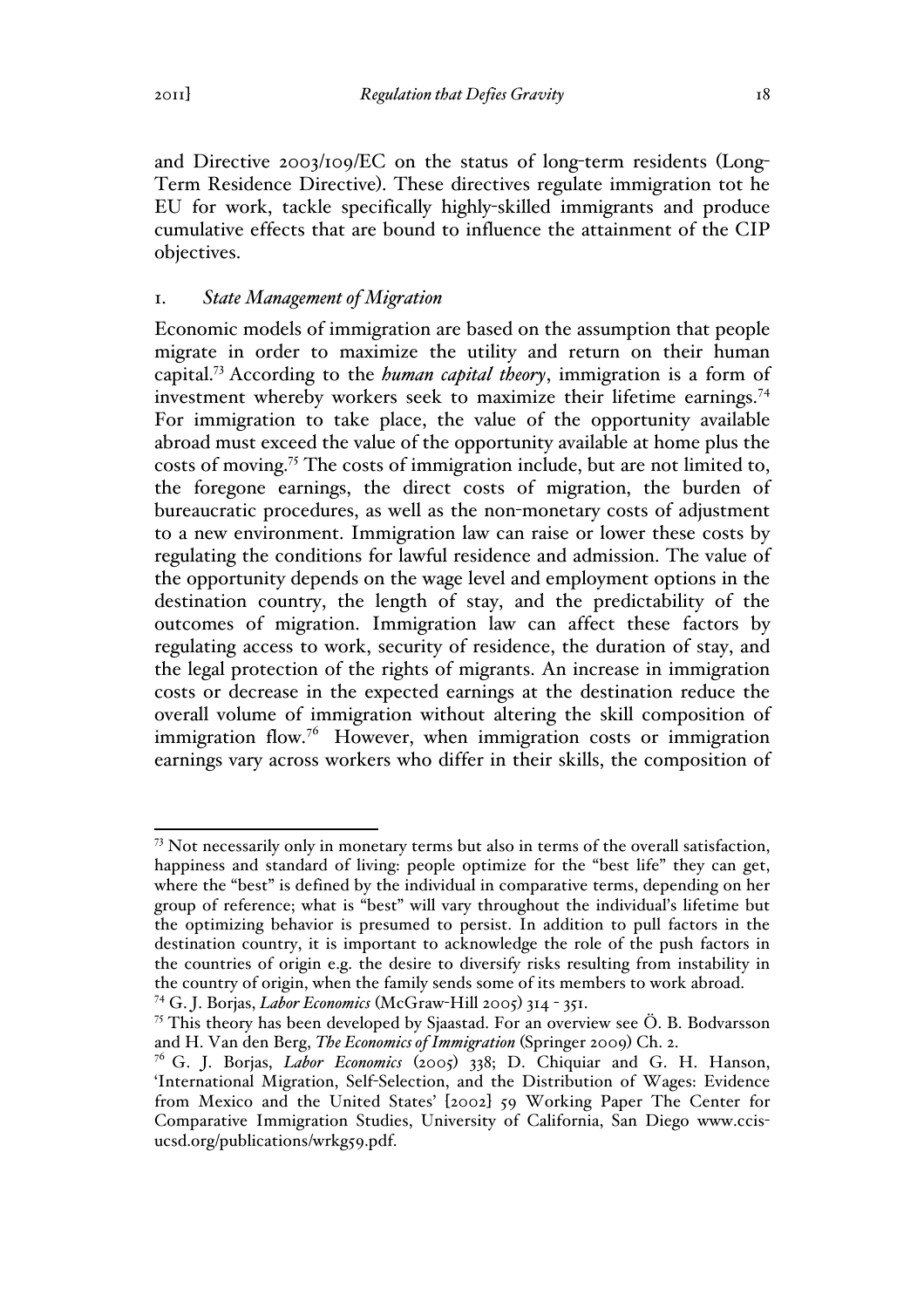and Directive 2003/109/EC on the status of long-term residents (Long-Term Residence Directive). These directives regulate immigration tot he EU for work, tackle specifically highly-skilled immigrants and produce cumulative effects that are bound to influence the attainment of the CIP objectives.

### 1. *State Management of Migration*

Economic models of immigration are based on the assumption that people migrate in order to maximize the utility and return on their human capital.[73] According to the ***human capital theory***, immigration is a form of investment whereby workers seek to maximize their lifetime earnings.[74] For immigration to take place, the value of the opportunity available abroad must exceed the value of the opportunity available at home plus the costs of moving.[75] The costs of immigration include, but are not limited to, the foregone earnings, the direct costs of migration, the burden of bureaucratic procedures, as well as the non-monetary costs of adjustment to a new environment. Immigration law can raise or lower these costs by regulating the conditions for lawful residence and admission. The value of the opportunity depends on the wage level and employment options in the destination country, the length of stay, and the predictability of the outcomes of migration. Immigration law can affect these factors by regulating access to work, security of residence, the duration of stay, and the legal protection of the rights of migrants. An increase in immigration costs or decrease in the expected earnings at the destination reduce the overall volume of immigration without altering the skill composition of immigration flow.[76] However, when immigration costs or immigration earnings vary across workers who differ in their skills, the composition of

---

[73] Not necessarily only in monetary terms but also in terms of the overall satisfaction, happiness and standard of living: people optimize for the "best life" they can get, where the "best" is defined by the individual in comparative terms, depending on her group of reference; what is "best" will vary throughout the individual's lifetime but the optimizing behavior is presumed to persist. In addition to pull factors in the destination country, it is important to acknowledge the role of the push factors in the countries of origin e.g. the desire to diversify risks resulting from instability in the country of origin, when the family sends some of its members to work abroad.

[74] G. J. Borjas, *Labor Economics* (McGraw-Hill 2005) 314 - 351.

[75] This theory has been developed by Sjaastad. For an overview see Ö. B. Bodvarsson and H. Van den Berg, *The Economics of Immigration* (Springer 2009) Ch. 2.

[76] G. J. Borjas, *Labor Economics* (2005) 338; D. Chiquiar and G. H. Hanson, 'International Migration, Self-Selection, and the Distribution of Wages: Evidence from Mexico and the United States' [2002] 59 Working Paper The Center for Comparative Immigration Studies, University of California, San Diego www.ccis-ucsd.org/publications/wrkg59.pdf.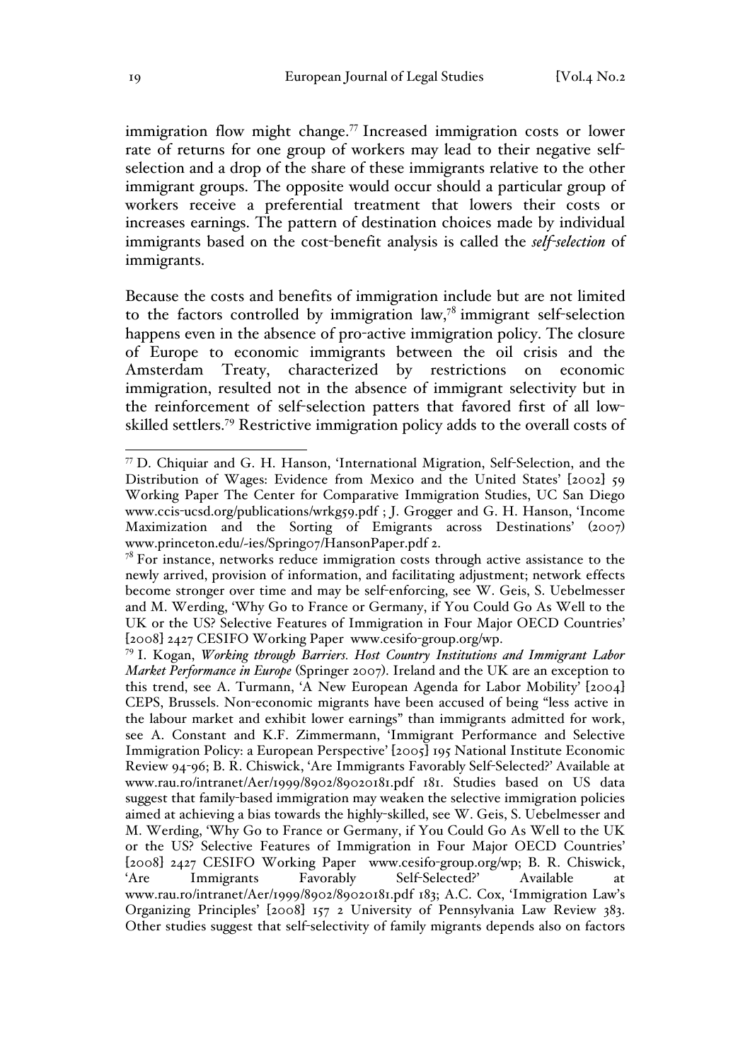immigration flow might change.[77] Increased immigration costs or lower rate of returns for one group of workers may lead to their negative self-selection and a drop of the share of these immigrants relative to the other immigrant groups. The opposite would occur should a particular group of workers receive a preferential treatment that lowers their costs or increases earnings. The pattern of destination choices made by individual immigrants based on the cost-benefit analysis is called the *self-selection* of immigrants.

Because the costs and benefits of immigration include but are not limited to the factors controlled by immigration law,[78] immigrant self-selection happens even in the absence of pro-active immigration policy. The closure of Europe to economic immigrants between the oil crisis and the Amsterdam Treaty, characterized by restrictions on economic immigration, resulted not in the absence of immigrant selectivity but in the reinforcement of self-selection patters that favored first of all low-skilled settlers.[79] Restrictive immigration policy adds to the overall costs of

---

[77] D. Chiquiar and G. H. Hanson, 'International Migration, Self-Selection, and the Distribution of Wages: Evidence from Mexico and the United States' [2002] 59 Working Paper The Center for Comparative Immigration Studies, UC San Diego www.ccis-ucsd.org/publications/wrkg59.pdf ; J. Grogger and G. H. Hanson, 'Income Maximization and the Sorting of Emigrants across Destinations' (2007) www.princeton.edu/-ies/Spring07/HansonPaper.pdf 2.

[78] For instance, networks reduce immigration costs through active assistance to the newly arrived, provision of information, and facilitating adjustment; network effects become stronger over time and may be self-enforcing, see W. Geis, S. Uebelmesser and M. Werding, 'Why Go to France or Germany, if You Could Go As Well to the UK or the US? Selective Features of Immigration in Four Major OECD Countries' [2008] 2427 CESIFO Working Paper www.cesifo-group.org/wp.

[79] I. Kogan, *Working through Barriers. Host Country Institutions and Immigrant Labor Market Performance in Europe* (Springer 2007). Ireland and the UK are an exception to this trend, see A. Turmann, 'A New European Agenda for Labor Mobility' [2004] CEPS, Brussels. Non-economic migrants have been accused of being "less active in the labour market and exhibit lower earnings" than immigrants admitted for work, see A. Constant and K.F. Zimmermann, 'Immigrant Performance and Selective Immigration Policy: a European Perspective' [2005] 195 National Institute Economic Review 94-96; B. R. Chiswick, 'Are Immigrants Favorably Self-Selected?' Available at www.rau.ro/intranet/Aer/1999/8902/89020181.pdf 181. Studies based on US data suggest that family-based immigration may weaken the selective immigration policies aimed at achieving a bias towards the highly-skilled, see W. Geis, S. Uebelmesser and M. Werding, 'Why Go to France or Germany, if You Could Go As Well to the UK or the US? Selective Features of Immigration in Four Major OECD Countries' [2008] 2427 CESIFO Working Paper www.cesifo-group.org/wp; B. R. Chiswick, 'Are Immigrants Favorably Self-Selected?' Available at www.rau.ro/intranet/Aer/1999/8902/89020181.pdf 183; A.C. Cox, 'Immigration Law's Organizing Principles' [2008] 157 2 University of Pennsylvania Law Review 383. Other studies suggest that self-selectivity of family migrants depends also on factors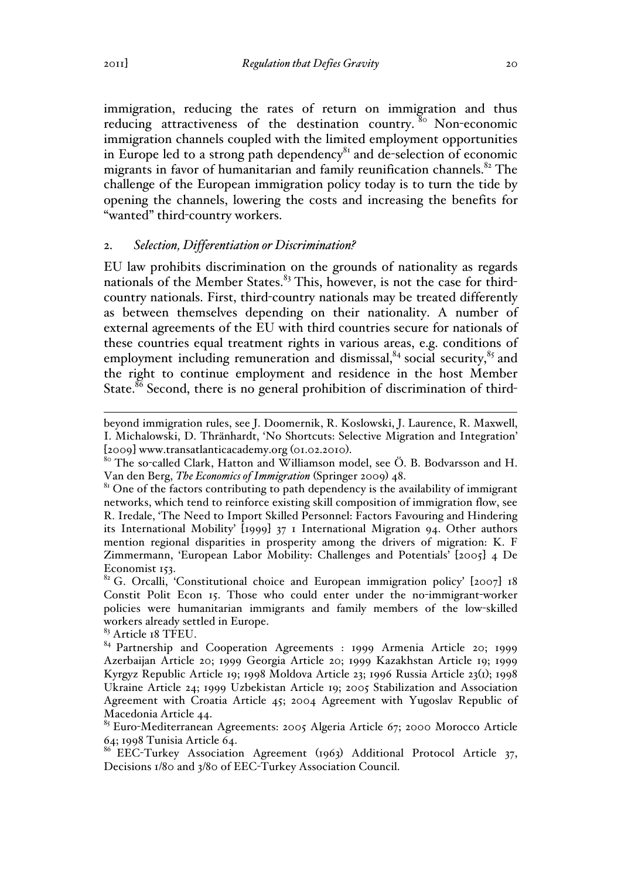immigration, reducing the rates of return on immigration and thus reducing attractiveness of the destination country. [80] Non-economic immigration channels coupled with the limited employment opportunities in Europe led to a strong path dependency[81] and de-selection of economic migrants in favor of humanitarian and family reunification channels.[82] The challenge of the European immigration policy today is to turn the tide by opening the channels, lowering the costs and increasing the benefits for "wanted" third-country workers.

### 2. *Selection, Differentiation or Discrimination?*

EU law prohibits discrimination on the grounds of nationality as regards nationals of the Member States.[83] This, however, is not the case for third-country nationals. First, third-country nationals may be treated differently as between themselves depending on their nationality. A number of external agreements of the EU with third countries secure for nationals of these countries equal treatment rights in various areas, e.g. conditions of employment including remuneration and dismissal,[84] social security,[85] and the right to continue employment and residence in the host Member State.[86] Second, there is no general prohibition of discrimination of third-

---

beyond immigration rules, see J. Doomernik, R. Koslowski, J. Laurence, R. Maxwell, I. Michalowski, D. Thränhardt, 'No Shortcuts: Selective Migration and Integration' [2009] www.transatlanticacademy.org (01.02.2010).

[80] The so-called Clark, Hatton and Williamson model, see Ö. B. Bodvarsson and H. Van den Berg, *The Economics of Immigration* (Springer 2009) 48.

[81] One of the factors contributing to path dependency is the availability of immigrant networks, which tend to reinforce existing skill composition of immigration flow, see R. Iredale, 'The Need to Import Skilled Personnel: Factors Favouring and Hindering its International Mobility' [1999] 37 1 International Migration 94. Other authors mention regional disparities in prosperity among the drivers of migration: K. F Zimmermann, 'European Labor Mobility: Challenges and Potentials' [2005] 4 De Economist 153.

[82] G. Orcalli, 'Constitutional choice and European immigration policy' [2007] 18 Constit Polit Econ 15. Those who could enter under the no-immigrant-worker policies were humanitarian immigrants and family members of the low-skilled workers already settled in Europe.

[83] Article 18 TFEU.

[84] Partnership and Cooperation Agreements : 1999 Armenia Article 20; 1999 Azerbaijan Article 20; 1999 Georgia Article 20; 1999 Kazakhstan Article 19; 1999 Kyrgyz Republic Article 19; 1998 Moldova Article 23; 1996 Russia Article 23(1); 1998 Ukraine Article 24; 1999 Uzbekistan Article 19; 2005 Stabilization and Association Agreement with Croatia Article 45; 2004 Agreement with Yugoslav Republic of Macedonia Article 44.

[85] Euro-Mediterranean Agreements: 2005 Algeria Article 67; 2000 Morocco Article 64; 1998 Tunisia Article 64.

[86] EEC-Turkey Association Agreement (1963) Additional Protocol Article 37, Decisions 1/80 and 3/80 of EEC-Turkey Association Council.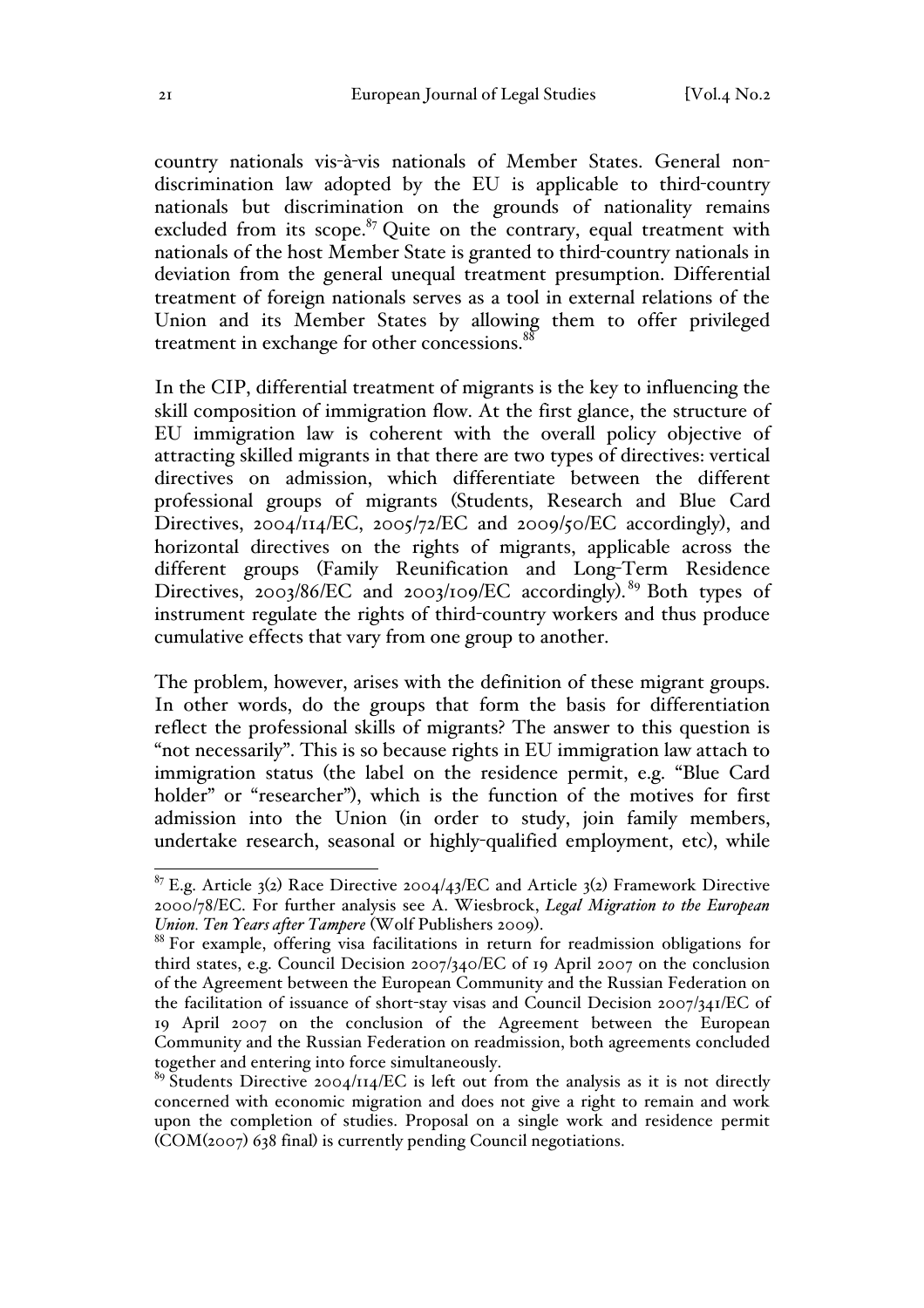country nationals vis-à-vis nationals of Member States. General non-discrimination law adopted by the EU is applicable to third-country nationals but discrimination on the grounds of nationality remains excluded from its scope.[87] Quite on the contrary, equal treatment with nationals of the host Member State is granted to third-country nationals in deviation from the general unequal treatment presumption. Differential treatment of foreign nationals serves as a tool in external relations of the Union and its Member States by allowing them to offer privileged treatment in exchange for other concessions.[88]

In the CIP, differential treatment of migrants is the key to influencing the skill composition of immigration flow. At the first glance, the structure of EU immigration law is coherent with the overall policy objective of attracting skilled migrants in that there are two types of directives: vertical directives on admission, which differentiate between the different professional groups of migrants (Students, Research and Blue Card Directives, 2004/114/EC, 2005/72/EC and 2009/50/EC accordingly), and horizontal directives on the rights of migrants, applicable across the different groups (Family Reunification and Long-Term Residence Directives, 2003/86/EC and 2003/109/EC accordingly).[89] Both types of instrument regulate the rights of third-country workers and thus produce cumulative effects that vary from one group to another.

The problem, however, arises with the definition of these migrant groups. In other words, do the groups that form the basis for differentiation reflect the professional skills of migrants? The answer to this question is "not necessarily". This is so because rights in EU immigration law attach to immigration status (the label on the residence permit, e.g. "Blue Card holder" or "researcher"), which is the function of the motives for first admission into the Union (in order to study, join family members, undertake research, seasonal or highly-qualified employment, etc), while

---

[87] E.g. Article 3(2) Race Directive 2004/43/EC and Article 3(2) Framework Directive 2000/78/EC. For further analysis see A. Wiesbrock, *Legal Migration to the European Union. Ten Years after Tampere* (Wolf Publishers 2009).

[88] For example, offering visa facilitations in return for readmission obligations for third states, e.g. Council Decision 2007/340/EC of 19 April 2007 on the conclusion of the Agreement between the European Community and the Russian Federation on the facilitation of issuance of short-stay visas and Council Decision 2007/341/EC of 19 April 2007 on the conclusion of the Agreement between the European Community and the Russian Federation on readmission, both agreements concluded together and entering into force simultaneously.

[89] Students Directive 2004/114/EC is left out from the analysis as it is not directly concerned with economic migration and does not give a right to remain and work upon the completion of studies. Proposal on a single work and residence permit (COM(2007) 638 final) is currently pending Council negotiations.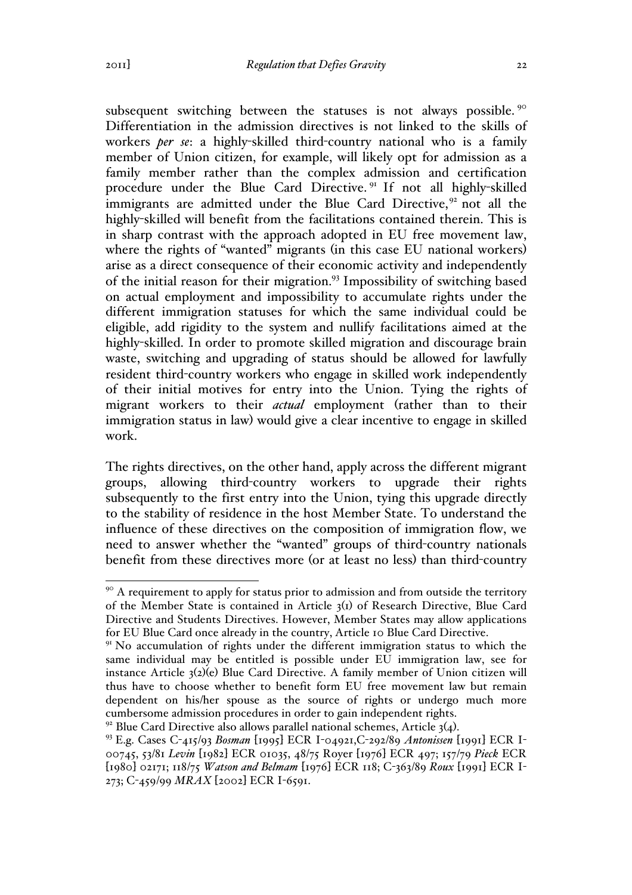subsequent switching between the statuses is not always possible.[90] Differentiation in the admission directives is not linked to the skills of workers *per se*: a highly-skilled third-country national who is a family member of Union citizen, for example, will likely opt for admission as a family member rather than the complex admission and certification procedure under the Blue Card Directive.[91] If not all highly-skilled immigrants are admitted under the Blue Card Directive,[92] not all the highly-skilled will benefit from the facilitations contained therein. This is in sharp contrast with the approach adopted in EU free movement law, where the rights of "wanted" migrants (in this case EU national workers) arise as a direct consequence of their economic activity and independently of the initial reason for their migration.[93] Impossibility of switching based on actual employment and impossibility to accumulate rights under the different immigration statuses for which the same individual could be eligible, add rigidity to the system and nullify facilitations aimed at the highly-skilled. In order to promote skilled migration and discourage brain waste, switching and upgrading of status should be allowed for lawfully resident third-country workers who engage in skilled work independently of their initial motives for entry into the Union. Tying the rights of migrant workers to their *actual* employment (rather than to their immigration status in law) would give a clear incentive to engage in skilled work.

The rights directives, on the other hand, apply across the different migrant groups, allowing third-country workers to upgrade their rights subsequently to the first entry into the Union, tying this upgrade directly to the stability of residence in the host Member State. To understand the influence of these directives on the composition of immigration flow, we need to answer whether the "wanted" groups of third-country nationals benefit from these directives more (or at least no less) than third-country

---

[90] A requirement to apply for status prior to admission and from outside the territory of the Member State is contained in Article 3(1) of Research Directive, Blue Card Directive and Students Directives. However, Member States may allow applications for EU Blue Card once already in the country, Article 10 Blue Card Directive.

[91] No accumulation of rights under the different immigration status to which the same individual may be entitled is possible under EU immigration law, see for instance Article 3(2)(e) Blue Card Directive. A family member of Union citizen will thus have to choose whether to benefit form EU free movement law but remain dependent on his/her spouse as the source of rights or undergo much more cumbersome admission procedures in order to gain independent rights.

[92] Blue Card Directive also allows parallel national schemes, Article 3(4).

[93] E.g. Cases C-415/93 *Bosman* [1995] ECR I-04921,C-292/89 *Antonissen* [1991] ECR I-00745, 53/81 *Levin* [1982] ECR 01035, 48/75 Royer [1976] ECR 497; 157/79 *Pieck* ECR [1980] 02171; 118/75 *Watson and Belmam* [1976] ECR 118; C-363/89 *Roux* [1991] ECR I-273; C-459/99 *MRAX* [2002] ECR I-6591.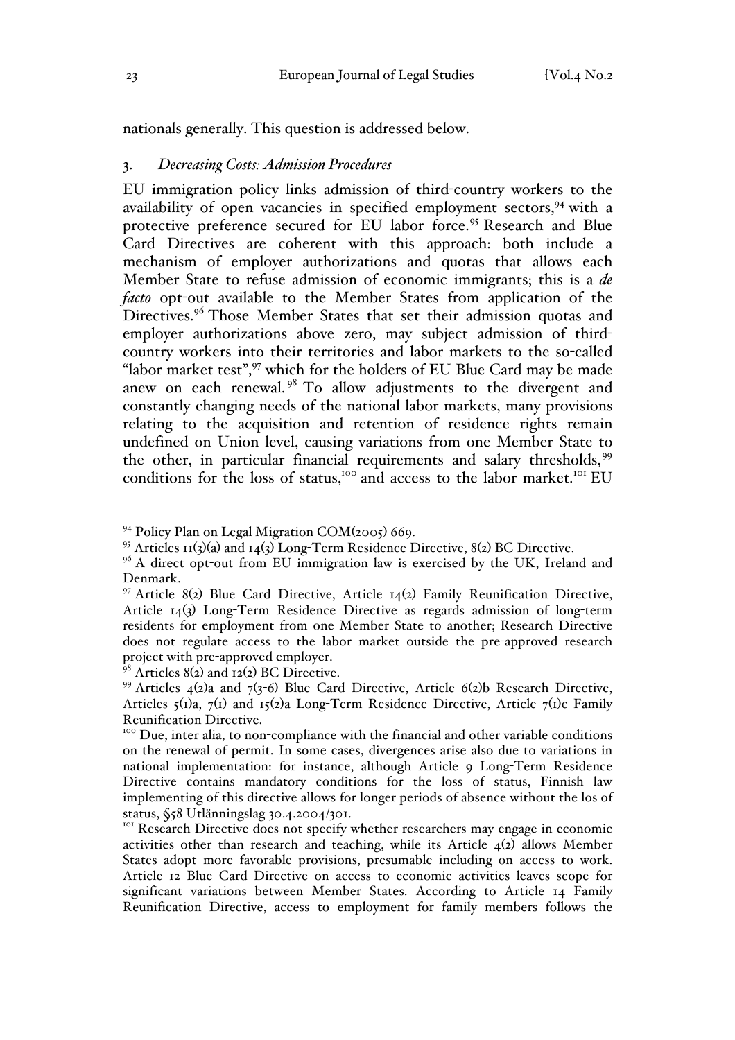nationals generally. This question is addressed below.

### 3. *Decreasing Costs: Admission Procedures*

EU immigration policy links admission of third-country workers to the availability of open vacancies in specified employment sectors,[94] with a protective preference secured for EU labor force.[95] Research and Blue Card Directives are coherent with this approach: both include a mechanism of employer authorizations and quotas that allows each Member State to refuse admission of economic immigrants; this is a *de facto* opt-out available to the Member States from application of the Directives.[96] Those Member States that set their admission quotas and employer authorizations above zero, may subject admission of third-country workers into their territories and labor markets to the so-called "labor market test",[97] which for the holders of EU Blue Card may be made anew on each renewal.[98] To allow adjustments to the divergent and constantly changing needs of the national labor markets, many provisions relating to the acquisition and retention of residence rights remain undefined on Union level, causing variations from one Member State to the other, in particular financial requirements and salary thresholds,[99] conditions for the loss of status,[100] and access to the labor market.[101] EU

---

[94] Policy Plan on Legal Migration COM(2005) 669.

[95] Articles 11(3)(a) and 14(3) Long-Term Residence Directive, 8(2) BC Directive.

[96] A direct opt-out from EU immigration law is exercised by the UK, Ireland and Denmark.

[97] Article 8(2) Blue Card Directive, Article 14(2) Family Reunification Directive, Article 14(3) Long-Term Residence Directive as regards admission of long-term residents for employment from one Member State to another; Research Directive does not regulate access to the labor market outside the pre-approved research project with pre-approved employer.

[98] Articles 8(2) and 12(2) BC Directive.

[99] Articles 4(2)a and 7(3-6) Blue Card Directive, Article 6(2)b Research Directive, Articles 5(1)a, 7(1) and 15(2)a Long-Term Residence Directive, Article 7(1)c Family Reunification Directive.

[100] Due, inter alia, to non-compliance with the financial and other variable conditions on the renewal of permit. In some cases, divergences arise also due to variations in national implementation: for instance, although Article 9 Long-Term Residence Directive contains mandatory conditions for the loss of status, Finnish law implementing of this directive allows for longer periods of absence without the los of status, §58 Utlänningslag 30.4.2004/301.

[101] Research Directive does not specify whether researchers may engage in economic activities other than research and teaching, while its Article 4(2) allows Member States adopt more favorable provisions, presumable including on access to work. Article 12 Blue Card Directive on access to economic activities leaves scope for significant variations between Member States. According to Article 14 Family Reunification Directive, access to employment for family members follows the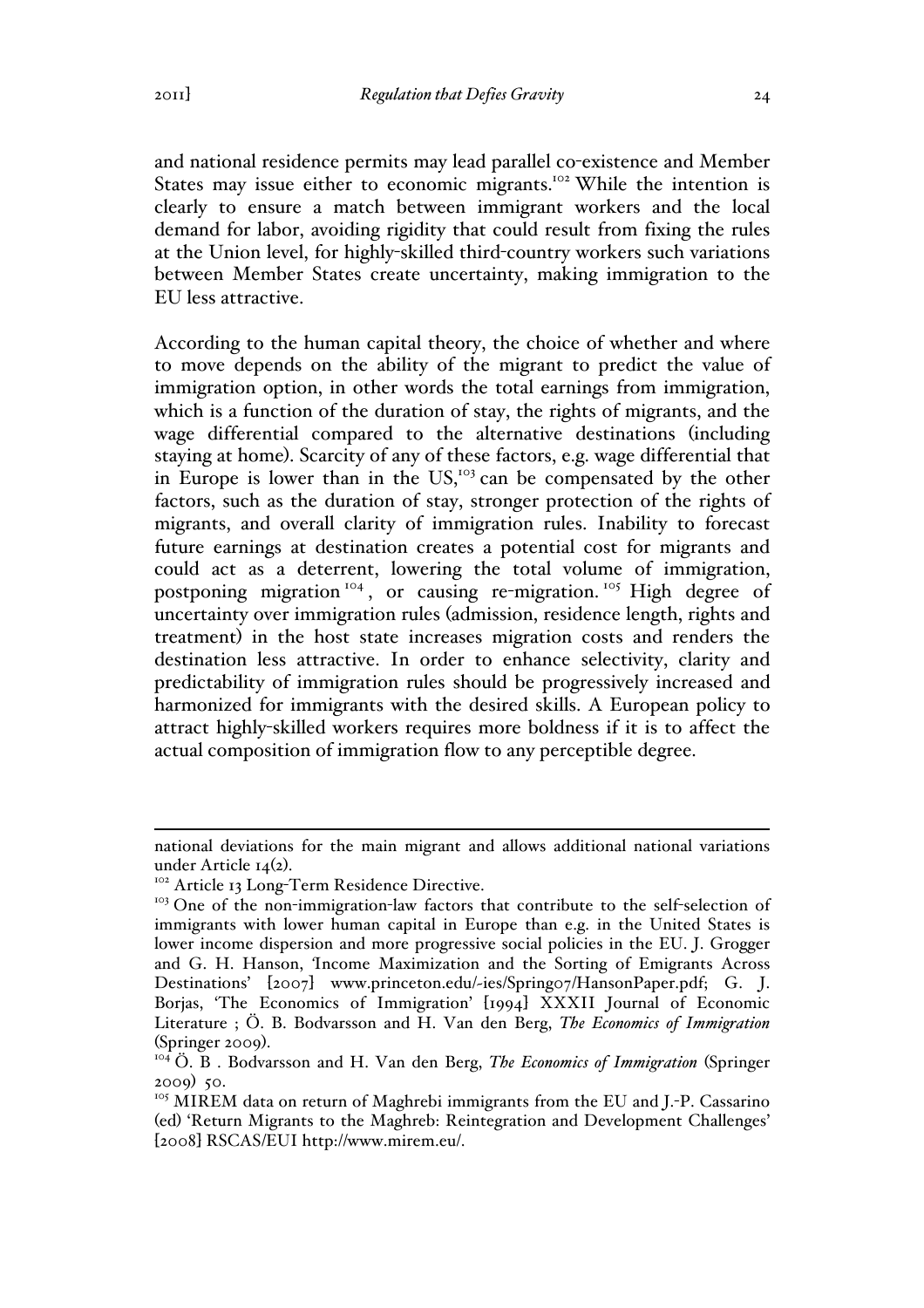and national residence permits may lead parallel co-existence and Member States may issue either to economic migrants.[102] While the intention is clearly to ensure a match between immigrant workers and the local demand for labor, avoiding rigidity that could result from fixing the rules at the Union level, for highly-skilled third-country workers such variations between Member States create uncertainty, making immigration to the EU less attractive.

According to the human capital theory, the choice of whether and where to move depends on the ability of the migrant to predict the value of immigration option, in other words the total earnings from immigration, which is a function of the duration of stay, the rights of migrants, and the wage differential compared to the alternative destinations (including staying at home). Scarcity of any of these factors, e.g. wage differential that in Europe is lower than in the US,[103] can be compensated by the other factors, such as the duration of stay, stronger protection of the rights of migrants, and overall clarity of immigration rules. Inability to forecast future earnings at destination creates a potential cost for migrants and could act as a deterrent, lowering the total volume of immigration, postponing migration[104], or causing re-migration.[105] High degree of uncertainty over immigration rules (admission, residence length, rights and treatment) in the host state increases migration costs and renders the destination less attractive. In order to enhance selectivity, clarity and predictability of immigration rules should be progressively increased and harmonized for immigrants with the desired skills. A European policy to attract highly-skilled workers requires more boldness if it is to affect the actual composition of immigration flow to any perceptible degree.

---

national deviations for the main migrant and allows additional national variations under Article 14(2).

[102] Article 13 Long-Term Residence Directive.

[103] One of the non-immigration-law factors that contribute to the self-selection of immigrants with lower human capital in Europe than e.g. in the United States is lower income dispersion and more progressive social policies in the EU. J. Grogger and G. H. Hanson, 'Income Maximization and the Sorting of Emigrants Across Destinations' [2007] www.princeton.edu/-ies/Spring07/HansonPaper.pdf; G. J. Borjas, 'The Economics of Immigration' [1994] XXXII Journal of Economic Literature ; Ö. B. Bodvarsson and H. Van den Berg, *The Economics of Immigration* (Springer 2009).

[104] Ö. B . Bodvarsson and H. Van den Berg, *The Economics of Immigration* (Springer 2009) 50.

[105] MIREM data on return of Maghrebi immigrants from the EU and J.-P. Cassarino (ed) 'Return Migrants to the Maghreb: Reintegration and Development Challenges' [2008] RSCAS/EUI http://www.mirem.eu/.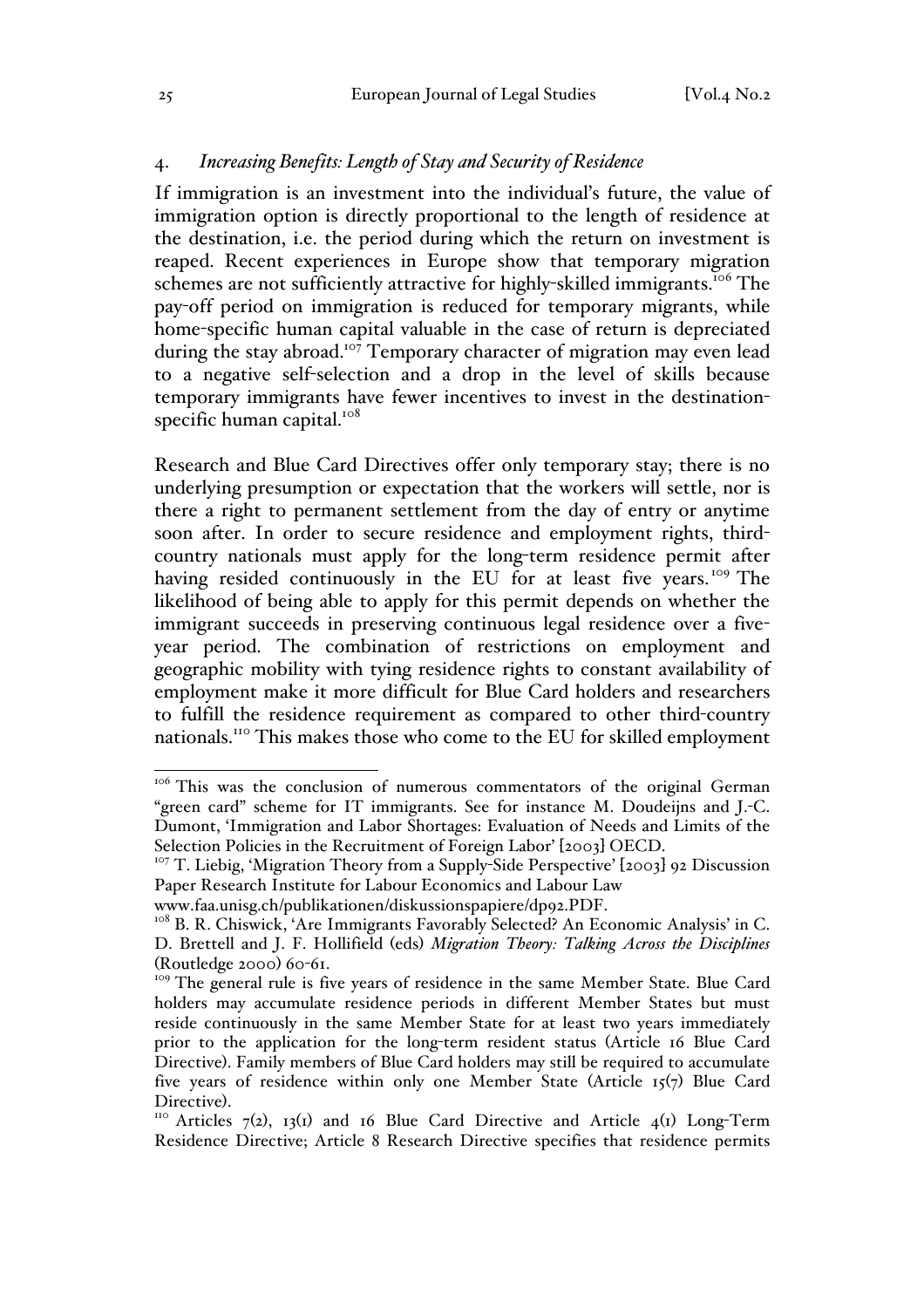## 4. *Increasing Benefits: Length of Stay and Security of Residence*

If immigration is an investment into the individual's future, the value of immigration option is directly proportional to the length of residence at the destination, i.e. the period during which the return on investment is reaped. Recent experiences in Europe show that temporary migration schemes are not sufficiently attractive for highly-skilled immigrants.[106] The pay-off period on immigration is reduced for temporary migrants, while home-specific human capital valuable in the case of return is depreciated during the stay abroad.[107] Temporary character of migration may even lead to a negative self-selection and a drop in the level of skills because temporary immigrants have fewer incentives to invest in the destination-specific human capital.[108]

Research and Blue Card Directives offer only temporary stay; there is no underlying presumption or expectation that the workers will settle, nor is there a right to permanent settlement from the day of entry or anytime soon after. In order to secure residence and employment rights, third-country nationals must apply for the long-term residence permit after having resided continuously in the EU for at least five years.[109] The likelihood of being able to apply for this permit depends on whether the immigrant succeeds in preserving continuous legal residence over a five-year period. The combination of restrictions on employment and geographic mobility with tying residence rights to constant availability of employment make it more difficult for Blue Card holders and researchers to fulfill the residence requirement as compared to other third-country nationals.[110] This makes those who come to the EU for skilled employment

---

[106] This was the conclusion of numerous commentators of the original German "green card" scheme for IT immigrants. See for instance M. Doudeijns and J.-C. Dumont, 'Immigration and Labor Shortages: Evaluation of Needs and Limits of the Selection Policies in the Recruitment of Foreign Labor' [2003] OECD.

[107] T. Liebig, 'Migration Theory from a Supply-Side Perspective' [2003] 92 Discussion Paper Research Institute for Labour Economics and Labour Law www.faa.unisg.ch/publikationen/diskussionspapiere/dp92.PDF.

[108] B. R. Chiswick, 'Are Immigrants Favorably Selected? An Economic Analysis' in C. D. Brettell and J. F. Hollifield (eds) *Migration Theory: Talking Across the Disciplines* (Routledge 2000) 60-61.

[109] The general rule is five years of residence in the same Member State. Blue Card holders may accumulate residence periods in different Member States but must reside continuously in the same Member State for at least two years immediately prior to the application for the long-term resident status (Article 16 Blue Card Directive). Family members of Blue Card holders may still be required to accumulate five years of residence within only one Member State (Article 15(7) Blue Card Directive).

[110] Articles 7(2), 13(1) and 16 Blue Card Directive and Article 4(1) Long-Term Residence Directive; Article 8 Research Directive specifies that residence permits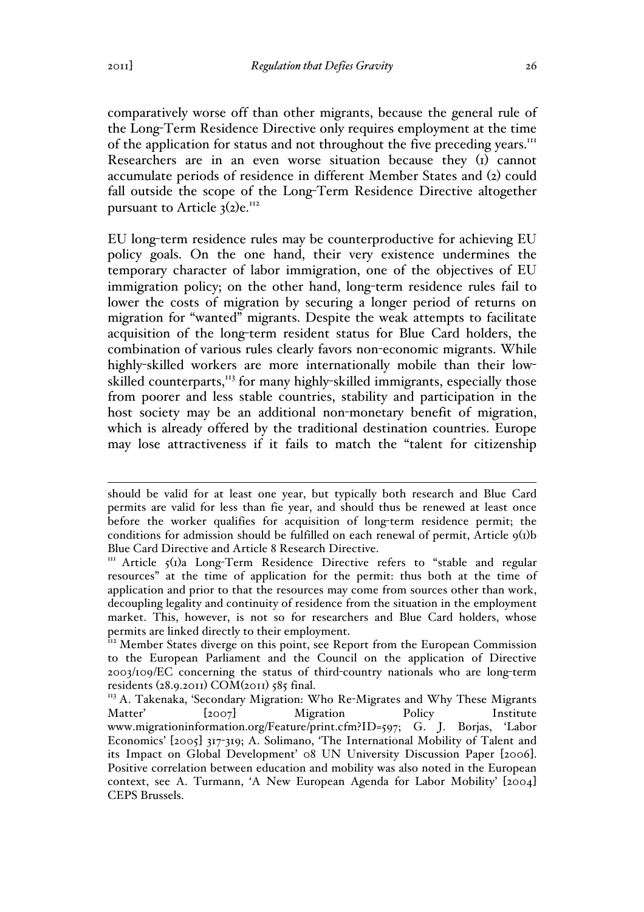comparatively worse off than other migrants, because the general rule of the Long-Term Residence Directive only requires employment at the time of the application for status and not throughout the five preceding years.[111] Researchers are in an even worse situation because they (1) cannot accumulate periods of residence in different Member States and (2) could fall outside the scope of the Long-Term Residence Directive altogether pursuant to Article 3(2)e.[112]

EU long-term residence rules may be counterproductive for achieving EU policy goals. On the one hand, their very existence undermines the temporary character of labor immigration, one of the objectives of EU immigration policy; on the other hand, long-term residence rules fail to lower the costs of migration by securing a longer period of returns on migration for "wanted" migrants. Despite the weak attempts to facilitate acquisition of the long-term resident status for Blue Card holders, the combination of various rules clearly favors non-economic migrants. While highly-skilled workers are more internationally mobile than their low-skilled counterparts,[113] for many highly-skilled immigrants, especially those from poorer and less stable countries, stability and participation in the host society may be an additional non-monetary benefit of migration, which is already offered by the traditional destination countries. Europe may lose attractiveness if it fails to match the "talent for citizenship

---

should be valid for at least one year, but typically both research and Blue Card permits are valid for less than fie year, and should thus be renewed at least once before the worker qualifies for acquisition of long-term residence permit; the conditions for admission should be fulfilled on each renewal of permit, Article 9(1)b Blue Card Directive and Article 8 Research Directive.

[111] Article 5(1)a Long-Term Residence Directive refers to "stable and regular resources" at the time of application for the permit: thus both at the time of application and prior to that the resources may come from sources other than work, decoupling legality and continuity of residence from the situation in the employment market. This, however, is not so for researchers and Blue Card holders, whose permits are linked directly to their employment.

[112] Member States diverge on this point, see Report from the European Commission to the European Parliament and the Council on the application of Directive 2003/109/EC concerning the status of third-country nationals who are long-term residents (28.9.2011) COM(2011) 585 final.

[113] A. Takenaka, 'Secondary Migration: Who Re-Migrates and Why These Migrants Matter' [2007] Migration Policy Institute www.migrationinformation.org/Feature/print.cfm?ID=597; G. J. Borjas, 'Labor Economics' [2005] 317-319; A. Solimano, 'The International Mobility of Talent and its Impact on Global Development' 08 UN University Discussion Paper [2006]. Positive correlation between education and mobility was also noted in the European context, see A. Turmann, 'A New European Agenda for Labor Mobility' [2004] CEPS Brussels.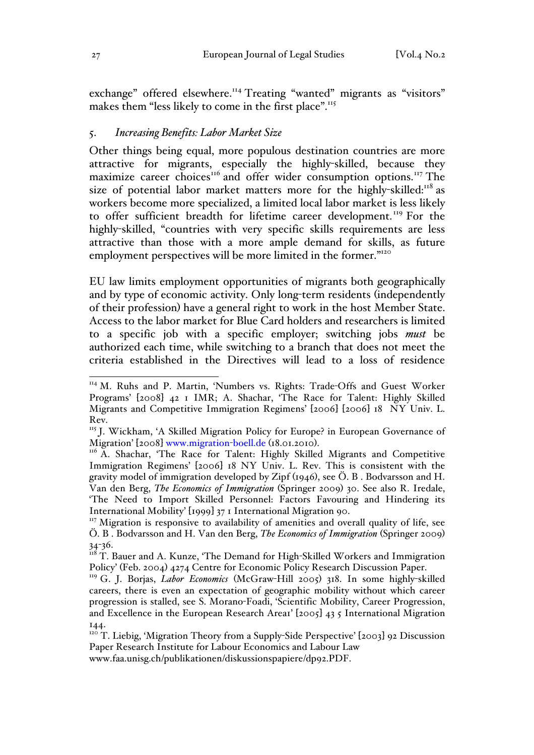exchange" offered elsewhere.[114] Treating "wanted" migrants as "visitors" makes them "less likely to come in the first place".[115]

### 5. *Increasing Benefits: Labor Market Size*

Other things being equal, more populous destination countries are more attractive for migrants, especially the highly-skilled, because they maximize career choices[116] and offer wider consumption options.[117] The size of potential labor market matters more for the highly-skilled:[118] as workers become more specialized, a limited local labor market is less likely to offer sufficient breadth for lifetime career development.[119] For the highly-skilled, "countries with very specific skills requirements are less attractive than those with a more ample demand for skills, as future employment perspectives will be more limited in the former."[120]

EU law limits employment opportunities of migrants both geographically and by type of economic activity. Only long-term residents (independently of their profession) have a general right to work in the host Member State. Access to the labor market for Blue Card holders and researchers is limited to a specific job with a specific employer; switching jobs *must* be authorized each time, while switching to a branch that does not meet the criteria established in the Directives will lead to a loss of residence

---

[114] M. Ruhs and P. Martin, 'Numbers vs. Rights: Trade-Offs and Guest Worker Programs' [2008] 42 1 IMR; A. Shachar, 'The Race for Talent: Highly Skilled Migrants and Competitive Immigration Regimens' [2006] [2006] 18 NY Univ. L. Rev.

[115] J. Wickham, 'A Skilled Migration Policy for Europe? in European Governance of Migration' [2008] www.migration-boell.de (18.01.2010).

[116] A. Shachar, 'The Race for Talent: Highly Skilled Migrants and Competitive Immigration Regimens' [2006] 18 NY Univ. L. Rev. This is consistent with the gravity model of immigration developed by Zipf (1946), see Ö. B . Bodvarsson and H. Van den Berg, *The Economics of Immigration* (Springer 2009) 30. See also R. Iredale, 'The Need to Import Skilled Personnel: Factors Favouring and Hindering its International Mobility' [1999] 37 1 International Migration 90.

[117] Migration is responsive to availability of amenities and overall quality of life, see Ö. B . Bodvarsson and H. Van den Berg, *The Economics of Immigration* (Springer 2009) 34-36.

[118] T. Bauer and A. Kunze, 'The Demand for High-Skilled Workers and Immigration Policy' (Feb. 2004) 4274 Centre for Economic Policy Research Discussion Paper.

[119] G. J. Borjas, *Labor Economics* (McGraw-Hill 2005) 318. In some highly-skilled careers, there is even an expectation of geographic mobility without which career progression is stalled, see S. Morano-Foadi, 'Scientific Mobility, Career Progression, and Excellence in the European Research Area1' [2005] 43 5 International Migration 144.

[120] T. Liebig, 'Migration Theory from a Supply-Side Perspective' [2003] 92 Discussion Paper Research Institute for Labour Economics and Labour Law www.faa.unisg.ch/publikationen/diskussionspapiere/dp92.PDF.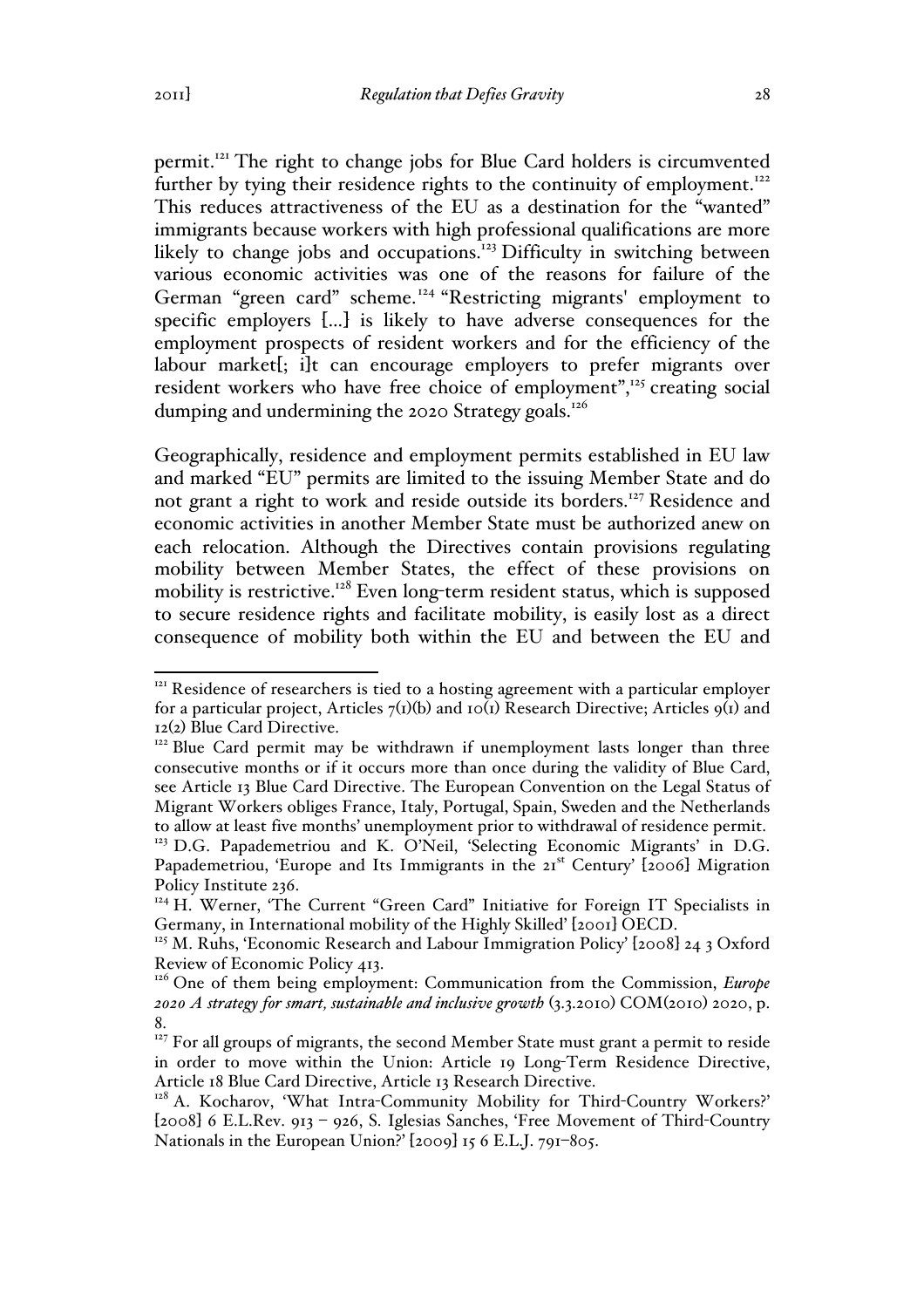permit.[121] The right to change jobs for Blue Card holders is circumvented further by tying their residence rights to the continuity of employment.[122] This reduces attractiveness of the EU as a destination for the "wanted" immigrants because workers with high professional qualifications are more likely to change jobs and occupations.[123] Difficulty in switching between various economic activities was one of the reasons for failure of the German "green card" scheme.[124] "Restricting migrants' employment to specific employers [...] is likely to have adverse consequences for the employment prospects of resident workers and for the efficiency of the labour market[; i]t can encourage employers to prefer migrants over resident workers who have free choice of employment",[125] creating social dumping and undermining the 2020 Strategy goals.[126]

Geographically, residence and employment permits established in EU law and marked "EU" permits are limited to the issuing Member State and do not grant a right to work and reside outside its borders.[127] Residence and economic activities in another Member State must be authorized anew on each relocation. Although the Directives contain provisions regulating mobility between Member States, the effect of these provisions on mobility is restrictive.[128] Even long-term resident status, which is supposed to secure residence rights and facilitate mobility, is easily lost as a direct consequence of mobility both within the EU and between the EU and

---

[121] Residence of researchers is tied to a hosting agreement with a particular employer for a particular project, Articles 7(1)(b) and 10(1) Research Directive; Articles 9(1) and 12(2) Blue Card Directive.

[122] Blue Card permit may be withdrawn if unemployment lasts longer than three consecutive months or if it occurs more than once during the validity of Blue Card, see Article 13 Blue Card Directive. The European Convention on the Legal Status of Migrant Workers obliges France, Italy, Portugal, Spain, Sweden and the Netherlands to allow at least five months' unemployment prior to withdrawal of residence permit.

[123] D.G. Papademetriou and K. O'Neil, 'Selecting Economic Migrants' in D.G. Papademetriou, 'Europe and Its Immigrants in the 21st Century' [2006] Migration Policy Institute 236.

[124] H. Werner, 'The Current "Green Card" Initiative for Foreign IT Specialists in Germany, in International mobility of the Highly Skilled' [2001] OECD.

[125] M. Ruhs, 'Economic Research and Labour Immigration Policy' [2008] 24 3 Oxford Review of Economic Policy 413.

[126] One of them being employment: Communication from the Commission, *Europe 2020 A strategy for smart, sustainable and inclusive growth* (3.3.2010) COM(2010) 2020, p. 8.

[127] For all groups of migrants, the second Member State must grant a permit to reside in order to move within the Union: Article 19 Long-Term Residence Directive, Article 18 Blue Card Directive, Article 13 Research Directive.

[128] A. Kocharov, 'What Intra-Community Mobility for Third-Country Workers?' [2008] 6 E.L.Rev. 913 – 926, S. Iglesias Sanches, 'Free Movement of Third-Country Nationals in the European Union?' [2009] 15 6 E.L.J. 791–805.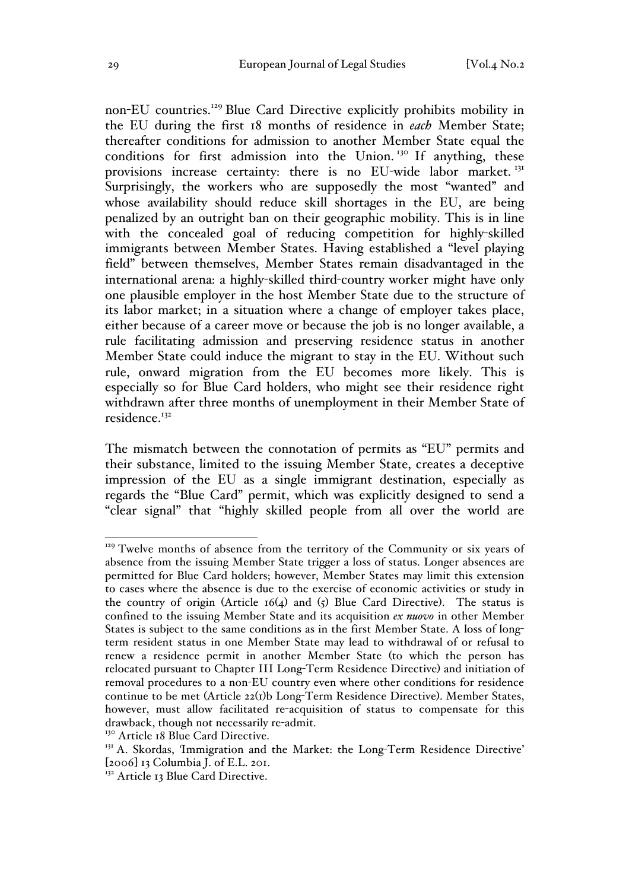non-EU countries.[129] Blue Card Directive explicitly prohibits mobility in the EU during the first 18 months of residence in *each* Member State; thereafter conditions for admission to another Member State equal the conditions for first admission into the Union.[130] If anything, these provisions increase certainty: there is no EU-wide labor market.[131] Surprisingly, the workers who are supposedly the most "wanted" and whose availability should reduce skill shortages in the EU, are being penalized by an outright ban on their geographic mobility. This is in line with the concealed goal of reducing competition for highly-skilled immigrants between Member States. Having established a "level playing field" between themselves, Member States remain disadvantaged in the international arena: a highly-skilled third-country worker might have only one plausible employer in the host Member State due to the structure of its labor market; in a situation where a change of employer takes place, either because of a career move or because the job is no longer available, a rule facilitating admission and preserving residence status in another Member State could induce the migrant to stay in the EU. Without such rule, onward migration from the EU becomes more likely. This is especially so for Blue Card holders, who might see their residence right withdrawn after three months of unemployment in their Member State of residence.[132]

The mismatch between the connotation of permits as "EU" permits and their substance, limited to the issuing Member State, creates a deceptive impression of the EU as a single immigrant destination, especially as regards the "Blue Card" permit, which was explicitly designed to send a "clear signal" that "highly skilled people from all over the world are

---

[129] Twelve months of absence from the territory of the Community or six years of absence from the issuing Member State trigger a loss of status. Longer absences are permitted for Blue Card holders; however, Member States may limit this extension to cases where the absence is due to the exercise of economic activities or study in the country of origin (Article 16(4) and (5) Blue Card Directive). The status is confined to the issuing Member State and its acquisition *ex nuovo* in other Member States is subject to the same conditions as in the first Member State. A loss of long-term resident status in one Member State may lead to withdrawal of or refusal to renew a residence permit in another Member State (to which the person has relocated pursuant to Chapter III Long-Term Residence Directive) and initiation of removal procedures to a non-EU country even where other conditions for residence continue to be met (Article 22(1)b Long-Term Residence Directive). Member States, however, must allow facilitated re-acquisition of status to compensate for this drawback, though not necessarily re-admit.

[130] Article 18 Blue Card Directive.

[131] A. Skordas, 'Immigration and the Market: the Long-Term Residence Directive' [2006] 13 Columbia J. of E.L. 201.

[132] Article 13 Blue Card Directive.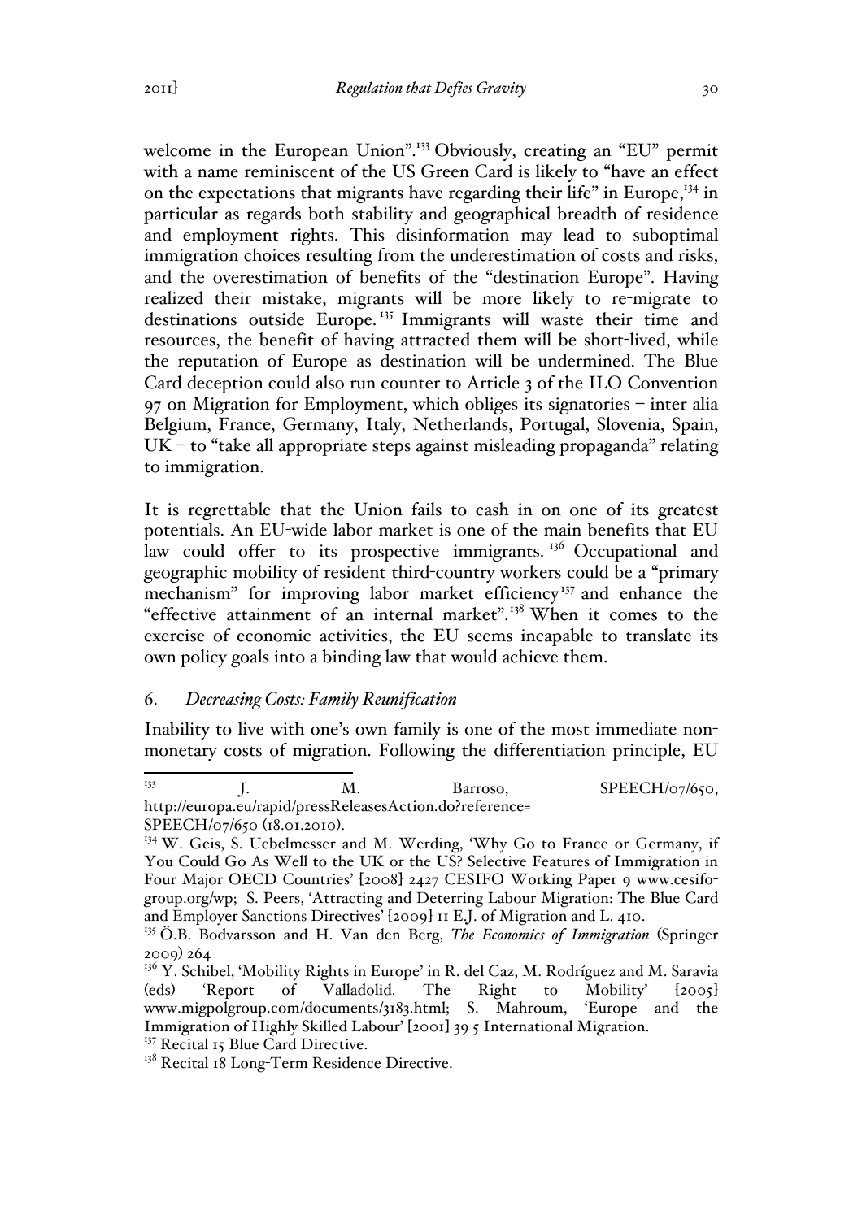welcome in the European Union".[133] Obviously, creating an "EU" permit with a name reminiscent of the US Green Card is likely to "have an effect on the expectations that migrants have regarding their life" in Europe,[134] in particular as regards both stability and geographical breadth of residence and employment rights. This disinformation may lead to suboptimal immigration choices resulting from the underestimation of costs and risks, and the overestimation of benefits of the "destination Europe". Having realized their mistake, migrants will be more likely to re-migrate to destinations outside Europe.[135] Immigrants will waste their time and resources, the benefit of having attracted them will be short-lived, while the reputation of Europe as destination will be undermined. The Blue Card deception could also run counter to Article 3 of the ILO Convention 97 on Migration for Employment, which obliges its signatories – inter alia Belgium, France, Germany, Italy, Netherlands, Portugal, Slovenia, Spain, UK – to "take all appropriate steps against misleading propaganda" relating to immigration.

It is regrettable that the Union fails to cash in on one of its greatest potentials. An EU-wide labor market is one of the main benefits that EU law could offer to its prospective immigrants.[136] Occupational and geographic mobility of resident third-country workers could be a "primary mechanism" for improving labor market efficiency[137] and enhance the "effective attainment of an internal market".[138] When it comes to the exercise of economic activities, the EU seems incapable to translate its own policy goals into a binding law that would achieve them.

### 6. *Decreasing Costs: Family Reunification*

Inability to live with one's own family is one of the most immediate non-monetary costs of migration. Following the differentiation principle, EU

---

[133] J. M. Barroso, SPEECH/07/650, http://europa.eu/rapid/pressReleasesAction.do?reference=SPEECH/07/650 (18.01.2010).

[134] W. Geis, S. Uebelmesser and M. Werding, 'Why Go to France or Germany, if You Could Go As Well to the UK or the US? Selective Features of Immigration in Four Major OECD Countries' [2008] 2427 CESIFO Working Paper 9 www.cesifo-group.org/wp; S. Peers, 'Attracting and Deterring Labour Migration: The Blue Card and Employer Sanctions Directives' [2009] 11 E.J. of Migration and L. 410.

[135] Ö.B. Bodvarsson and H. Van den Berg, *The Economics of Immigration* (Springer 2009) 264

[136] Y. Schibel, 'Mobility Rights in Europe' in R. del Caz, M. Rodríguez and M. Saravia (eds) 'Report of Valladolid. The Right to Mobility' [2005] www.migpolgroup.com/documents/3183.html; S. Mahroum, 'Europe and the Immigration of Highly Skilled Labour' [2001] 39 5 International Migration.

[137] Recital 15 Blue Card Directive.

[138] Recital 18 Long-Term Residence Directive.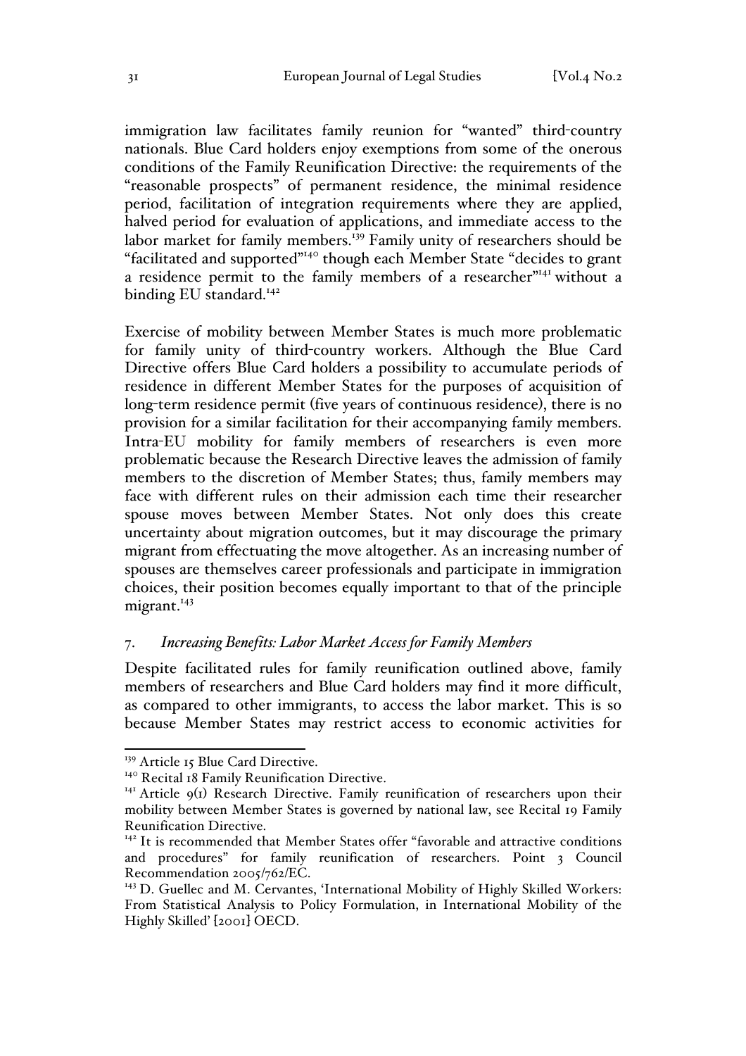immigration law facilitates family reunion for "wanted" third-country nationals. Blue Card holders enjoy exemptions from some of the onerous conditions of the Family Reunification Directive: the requirements of the "reasonable prospects" of permanent residence, the minimal residence period, facilitation of integration requirements where they are applied, halved period for evaluation of applications, and immediate access to the labor market for family members.[139] Family unity of researchers should be "facilitated and supported"[140] though each Member State "decides to grant a residence permit to the family members of a researcher"[141] without a binding EU standard.[142]

Exercise of mobility between Member States is much more problematic for family unity of third-country workers. Although the Blue Card Directive offers Blue Card holders a possibility to accumulate periods of residence in different Member States for the purposes of acquisition of long-term residence permit (five years of continuous residence), there is no provision for a similar facilitation for their accompanying family members. Intra-EU mobility for family members of researchers is even more problematic because the Research Directive leaves the admission of family members to the discretion of Member States; thus, family members may face with different rules on their admission each time their researcher spouse moves between Member States. Not only does this create uncertainty about migration outcomes, but it may discourage the primary migrant from effectuating the move altogether. As an increasing number of spouses are themselves career professionals and participate in immigration choices, their position becomes equally important to that of the principle migrant.[143]

### 7. *Increasing Benefits: Labor Market Access for Family Members*

Despite facilitated rules for family reunification outlined above, family members of researchers and Blue Card holders may find it more difficult, as compared to other immigrants, to access the labor market. This is so because Member States may restrict access to economic activities for

---

[139] Article 15 Blue Card Directive.

[140] Recital 18 Family Reunification Directive.

[141] Article 9(1) Research Directive. Family reunification of researchers upon their mobility between Member States is governed by national law, see Recital 19 Family Reunification Directive.

[142] It is recommended that Member States offer "favorable and attractive conditions and procedures" for family reunification of researchers. Point 3 Council Recommendation 2005/762/EC.

[143] D. Guellec and M. Cervantes, 'International Mobility of Highly Skilled Workers: From Statistical Analysis to Policy Formulation, in International Mobility of the Highly Skilled' [2001] OECD.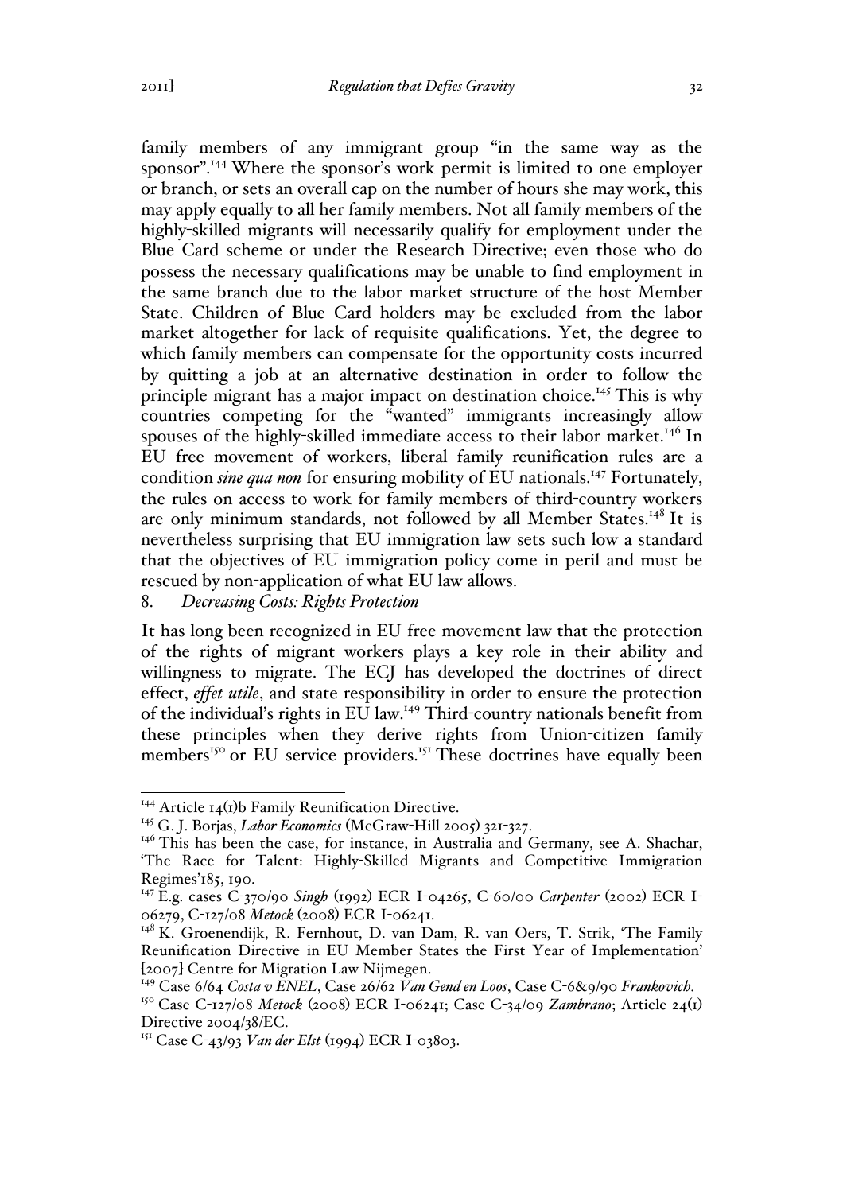family members of any immigrant group "in the same way as the sponsor".[144] Where the sponsor's work permit is limited to one employer or branch, or sets an overall cap on the number of hours she may work, this may apply equally to all her family members. Not all family members of the highly-skilled migrants will necessarily qualify for employment under the Blue Card scheme or under the Research Directive; even those who do possess the necessary qualifications may be unable to find employment in the same branch due to the labor market structure of the host Member State. Children of Blue Card holders may be excluded from the labor market altogether for lack of requisite qualifications. Yet, the degree to which family members can compensate for the opportunity costs incurred by quitting a job at an alternative destination in order to follow the principle migrant has a major impact on destination choice.[145] This is why countries competing for the "wanted" immigrants increasingly allow spouses of the highly-skilled immediate access to their labor market.[146] In EU free movement of workers, liberal family reunification rules are a condition *sine qua non* for ensuring mobility of EU nationals.[147] Fortunately, the rules on access to work for family members of third-country workers are only minimum standards, not followed by all Member States.[148] It is nevertheless surprising that EU immigration law sets such low a standard that the objectives of EU immigration policy come in peril and must be rescued by non-application of what EU law allows.

8. *Decreasing Costs: Rights Protection*

It has long been recognized in EU free movement law that the protection of the rights of migrant workers plays a key role in their ability and willingness to migrate. The ECJ has developed the doctrines of direct effect, *effet utile*, and state responsibility in order to ensure the protection of the individual's rights in EU law.[149] Third-country nationals benefit from these principles when they derive rights from Union-citizen family members[150] or EU service providers.[151] These doctrines have equally been

---

[144] Article 14(1)b Family Reunification Directive.

[145] G. J. Borjas, *Labor Economics* (McGraw-Hill 2005) 321-327.

[146] This has been the case, for instance, in Australia and Germany, see A. Shachar, 'The Race for Talent: Highly-Skilled Migrants and Competitive Immigration Regimes'185, 190.

[147] E.g. cases C-370/90 *Singh* (1992) ECR I-04265, C-60/00 *Carpenter* (2002) ECR I-06279, C-127/08 *Metock* (2008) ECR I-06241.

[148] K. Groenendijk, R. Fernhout, D. van Dam, R. van Oers, T. Strik, 'The Family Reunification Directive in EU Member States the First Year of Implementation' [2007] Centre for Migration Law Nijmegen.

[149] Case 6/64 *Costa v ENEL*, Case 26/62 *Van Gend en Loos*, Case C-6&9/90 *Frankovich.*

[150] Case C-127/08 *Metock* (2008) ECR I-06241; Case C-34/09 *Zambrano*; Article 24(1) Directive 2004/38/EC.

[151] Case C-43/93 *Van der Elst* (1994) ECR I-03803.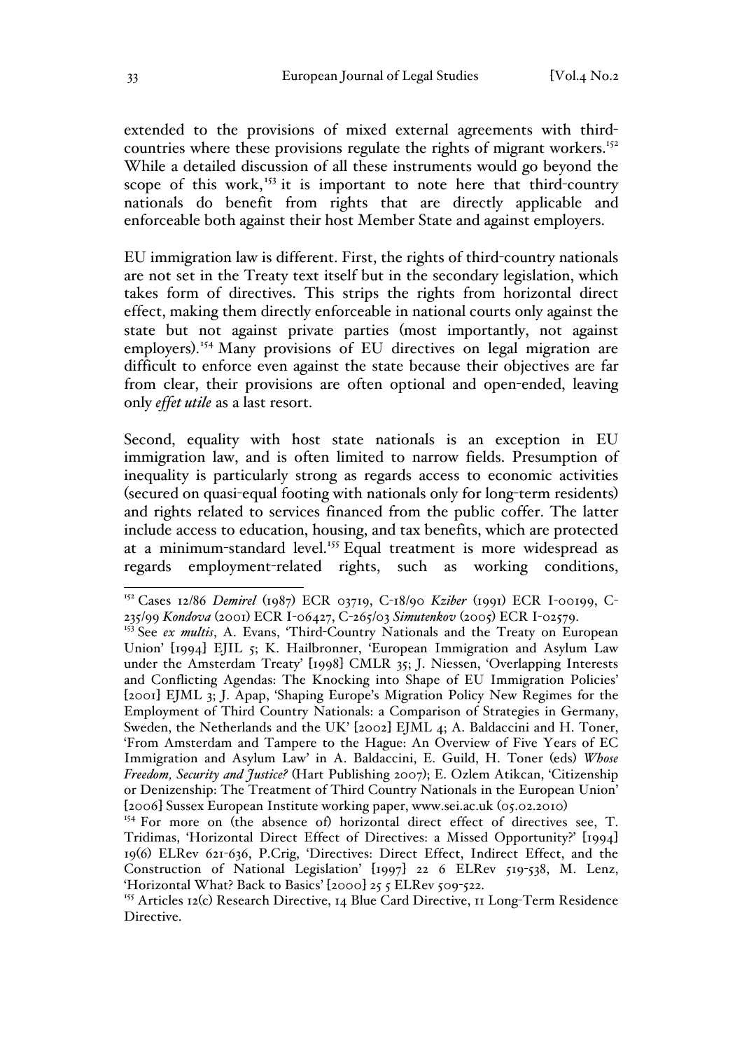extended to the provisions of mixed external agreements with third-countries where these provisions regulate the rights of migrant workers.[152] While a detailed discussion of all these instruments would go beyond the scope of this work,[153] it is important to note here that third-country nationals do benefit from rights that are directly applicable and enforceable both against their host Member State and against employers.

EU immigration law is different. First, the rights of third-country nationals are not set in the Treaty text itself but in the secondary legislation, which takes form of directives. This strips the rights from horizontal direct effect, making them directly enforceable in national courts only against the state but not against private parties (most importantly, not against employers).[154] Many provisions of EU directives on legal migration are difficult to enforce even against the state because their objectives are far from clear, their provisions are often optional and open-ended, leaving only *effet utile* as a last resort.

Second, equality with host state nationals is an exception in EU immigration law, and is often limited to narrow fields. Presumption of inequality is particularly strong as regards access to economic activities (secured on quasi-equal footing with nationals only for long-term residents) and rights related to services financed from the public coffer. The latter include access to education, housing, and tax benefits, which are protected at a minimum-standard level.[155] Equal treatment is more widespread as regards employment-related rights, such as working conditions,

---

[152] Cases 12/86 *Demirel* (1987) ECR 03719, C-18/90 *Kziber* (1991) ECR I-00199, C-235/99 *Kondova* (2001) ECR I-06427, C-265/03 *Simutenkov* (2005) ECR I-02579.

[153] See *ex multis*, A. Evans, 'Third-Country Nationals and the Treaty on European Union' [1994] EJIL 5; K. Hailbronner, 'European Immigration and Asylum Law under the Amsterdam Treaty' [1998] CMLR 35; J. Niessen, 'Overlapping Interests and Conflicting Agendas: The Knocking into Shape of EU Immigration Policies' [2001] EJML 3; J. Apap, 'Shaping Europe's Migration Policy New Regimes for the Employment of Third Country Nationals: a Comparison of Strategies in Germany, Sweden, the Netherlands and the UK' [2002] EJML 4; A. Baldaccini and H. Toner, 'From Amsterdam and Tampere to the Hague: An Overview of Five Years of EC Immigration and Asylum Law' in A. Baldaccini, E. Guild, H. Toner (eds) *Whose Freedom, Security and Justice?* (Hart Publishing 2007); E. Ozlem Atikcan, 'Citizenship or Denizenship: The Treatment of Third Country Nationals in the European Union' [2006] Sussex European Institute working paper, www.sei.ac.uk (05.02.2010)

[154] For more on (the absence of) horizontal direct effect of directives see, T. Tridimas, 'Horizontal Direct Effect of Directives: a Missed Opportunity?' [1994] 19(6) ELRev 621-636, P.Crig, 'Directives: Direct Effect, Indirect Effect, and the Construction of National Legislation' [1997] 22 6 ELRev 519-538, M. Lenz, 'Horizontal What? Back to Basics' [2000] 25 5 ELRev 509-522.

[155] Articles 12(c) Research Directive, 14 Blue Card Directive, 11 Long-Term Residence Directive.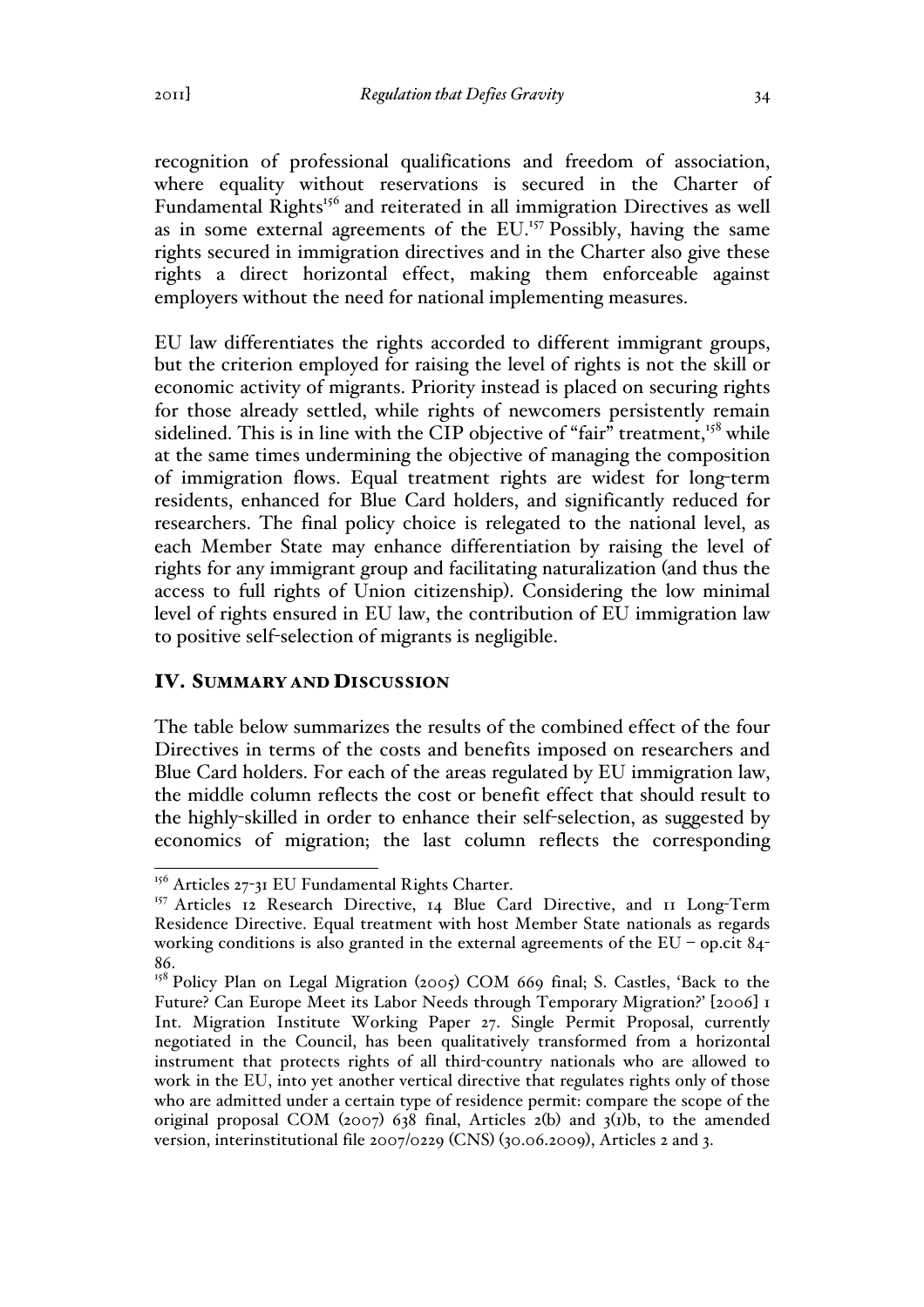recognition of professional qualifications and freedom of association, where equality without reservations is secured in the Charter of Fundamental Rights[156] and reiterated in all immigration Directives as well as in some external agreements of the EU.[157] Possibly, having the same rights secured in immigration directives and in the Charter also give these rights a direct horizontal effect, making them enforceable against employers without the need for national implementing measures.

EU law differentiates the rights accorded to different immigrant groups, but the criterion employed for raising the level of rights is not the skill or economic activity of migrants. Priority instead is placed on securing rights for those already settled, while rights of newcomers persistently remain sidelined. This is in line with the CIP objective of "fair" treatment,[158] while at the same times undermining the objective of managing the composition of immigration flows. Equal treatment rights are widest for long-term residents, enhanced for Blue Card holders, and significantly reduced for researchers. The final policy choice is relegated to the national level, as each Member State may enhance differentiation by raising the level of rights for any immigrant group and facilitating naturalization (and thus the access to full rights of Union citizenship). Considering the low minimal level of rights ensured in EU law, the contribution of EU immigration law to positive self-selection of migrants is negligible.

## IV. Summary and Discussion

The table below summarizes the results of the combined effect of the four Directives in terms of the costs and benefits imposed on researchers and Blue Card holders. For each of the areas regulated by EU immigration law, the middle column reflects the cost or benefit effect that should result to the highly-skilled in order to enhance their self-selection, as suggested by economics of migration; the last column reflects the corresponding

---

[156] Articles 27-31 EU Fundamental Rights Charter.

[157] Articles 12 Research Directive, 14 Blue Card Directive, and 11 Long-Term Residence Directive. Equal treatment with host Member State nationals as regards working conditions is also granted in the external agreements of the EU – op.cit 84-86.

[158] Policy Plan on Legal Migration (2005) COM 669 final; S. Castles, 'Back to the Future? Can Europe Meet its Labor Needs through Temporary Migration?' [2006] 1 Int. Migration Institute Working Paper 27. Single Permit Proposal, currently negotiated in the Council, has been qualitatively transformed from a horizontal instrument that protects rights of all third-country nationals who are allowed to work in the EU, into yet another vertical directive that regulates rights only of those who are admitted under a certain type of residence permit: compare the scope of the original proposal COM (2007) 638 final, Articles 2(b) and 3(1)b, to the amended version, interinstitutional file 2007/0229 (CNS) (30.06.2009), Articles 2 and 3.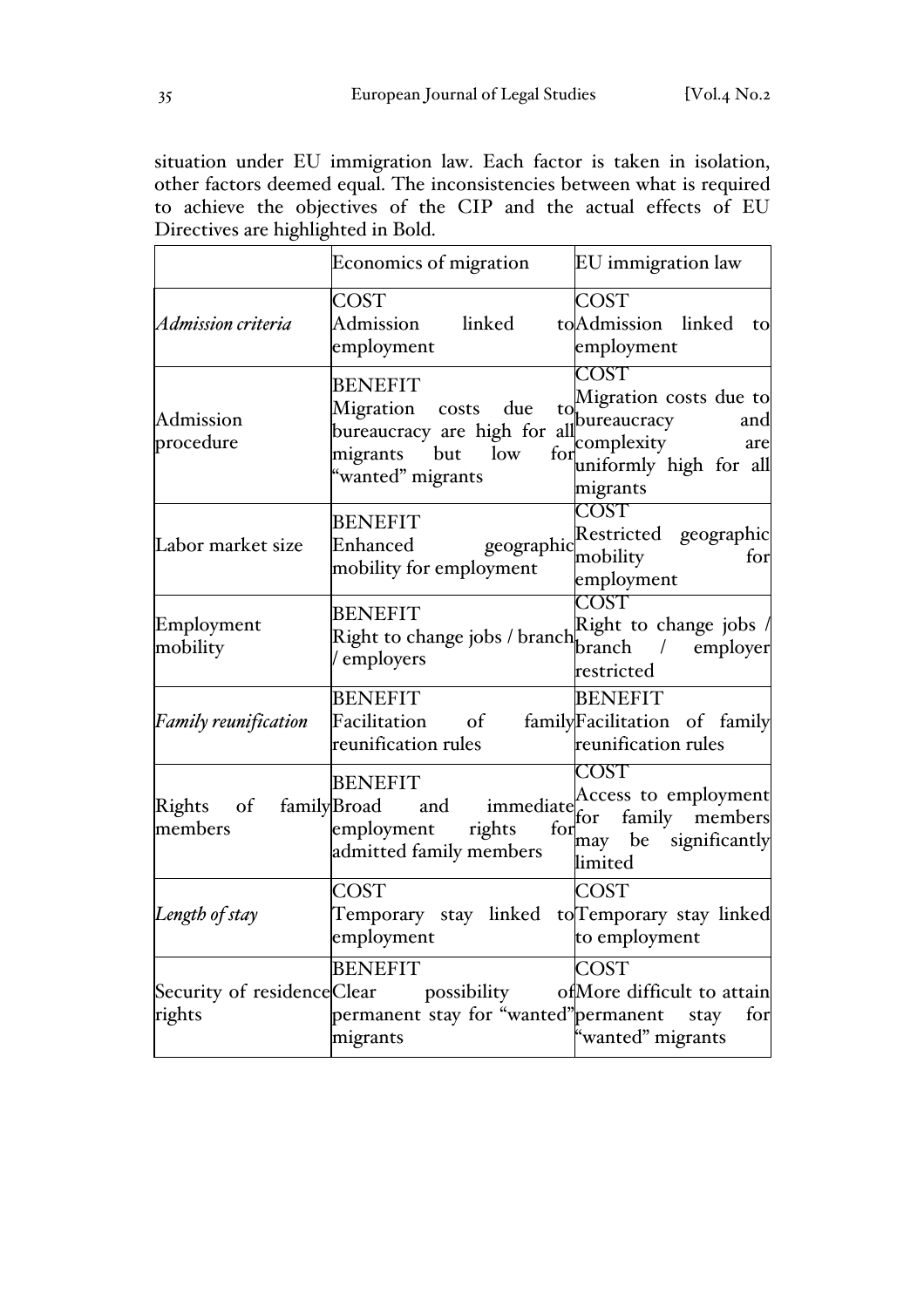situation under EU immigration law. Each factor is taken in isolation, other factors deemed equal. The inconsistencies between what is required to achieve the objectives of the CIP and the actual effects of EU Directives are highlighted in Bold.

| | Economics of migration | EU immigration law |
|---|---|---|
| *Admission criteria* | COST<br>Admission linked to employment | COST<br>Admission linked to employment |
| Admission procedure | BENEFIT<br>Migration costs due to bureaucracy are high for all migrants but low for "wanted" migrants | COST<br>Migration costs due to bureaucracy and complexity are uniformly high for all migrants |
| Labor market size | BENEFIT<br>Enhanced geographic mobility for employment | COST<br>Restricted geographic mobility for employment |
| Employment mobility | BENEFIT<br>Right to change jobs / branch / employers | COST<br>Right to change jobs / branch / employer restricted |
| *Family reunification* | BENEFIT<br>Facilitation of family reunification rules | BENEFIT<br>Facilitation of family reunification rules |
| Rights of family members | BENEFIT<br>Broad and immediate employment rights for admitted family members | COST<br>Access to employment for family members may be significantly limited |
| *Length of stay* | COST<br>Temporary stay linked to employment | COST<br>Temporary stay linked to employment |
| Security of residence rights | BENEFIT<br>Clear possibility of permanent stay for "wanted" migrants | COST<br>More difficult to attain permanent stay for "wanted" migrants |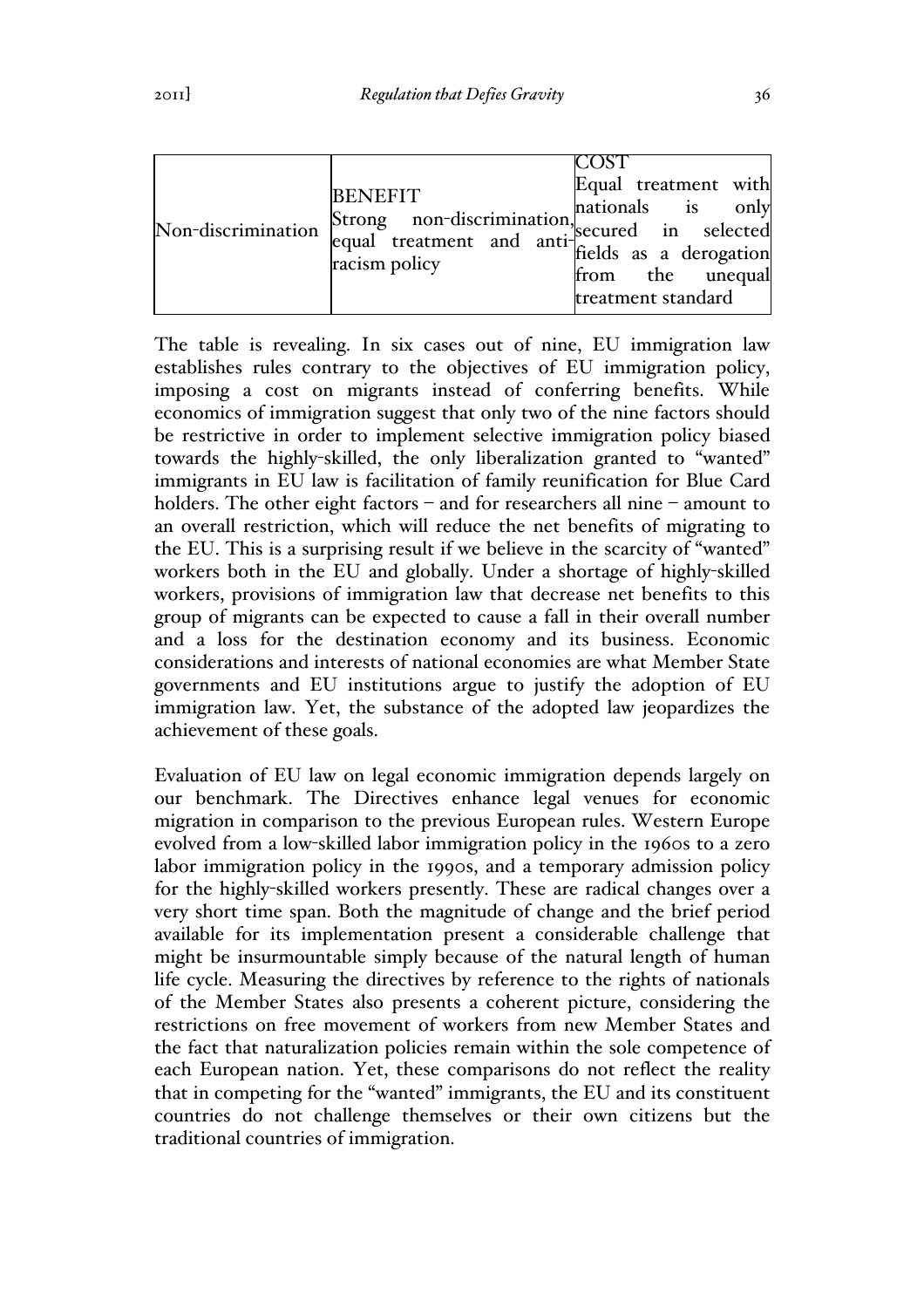| | | |
|---|---|---|
| Non-discrimination | BENEFIT<br>Strong non-discrimination, equal treatment and anti-racism policy | COST<br>Equal treatment with nationals is only secured in selected fields as a derogation from the unequal treatment standard |

The table is revealing. In six cases out of nine, EU immigration law establishes rules contrary to the objectives of EU immigration policy, imposing a cost on migrants instead of conferring benefits. While economics of immigration suggest that only two of the nine factors should be restrictive in order to implement selective immigration policy biased towards the highly-skilled, the only liberalization granted to "wanted" immigrants in EU law is facilitation of family reunification for Blue Card holders. The other eight factors – and for researchers all nine – amount to an overall restriction, which will reduce the net benefits of migrating to the EU. This is a surprising result if we believe in the scarcity of "wanted" workers both in the EU and globally. Under a shortage of highly-skilled workers, provisions of immigration law that decrease net benefits to this group of migrants can be expected to cause a fall in their overall number and a loss for the destination economy and its business. Economic considerations and interests of national economies are what Member State governments and EU institutions argue to justify the adoption of EU immigration law. Yet, the substance of the adopted law jeopardizes the achievement of these goals.

Evaluation of EU law on legal economic immigration depends largely on our benchmark. The Directives enhance legal venues for economic migration in comparison to the previous European rules. Western Europe evolved from a low-skilled labor immigration policy in the 1960s to a zero labor immigration policy in the 1990s, and a temporary admission policy for the highly-skilled workers presently. These are radical changes over a very short time span. Both the magnitude of change and the brief period available for its implementation present a considerable challenge that might be insurmountable simply because of the natural length of human life cycle. Measuring the directives by reference to the rights of nationals of the Member States also presents a coherent picture, considering the restrictions on free movement of workers from new Member States and the fact that naturalization policies remain within the sole competence of each European nation. Yet, these comparisons do not reflect the reality that in competing for the "wanted" immigrants, the EU and its constituent countries do not challenge themselves or their own citizens but the traditional countries of immigration.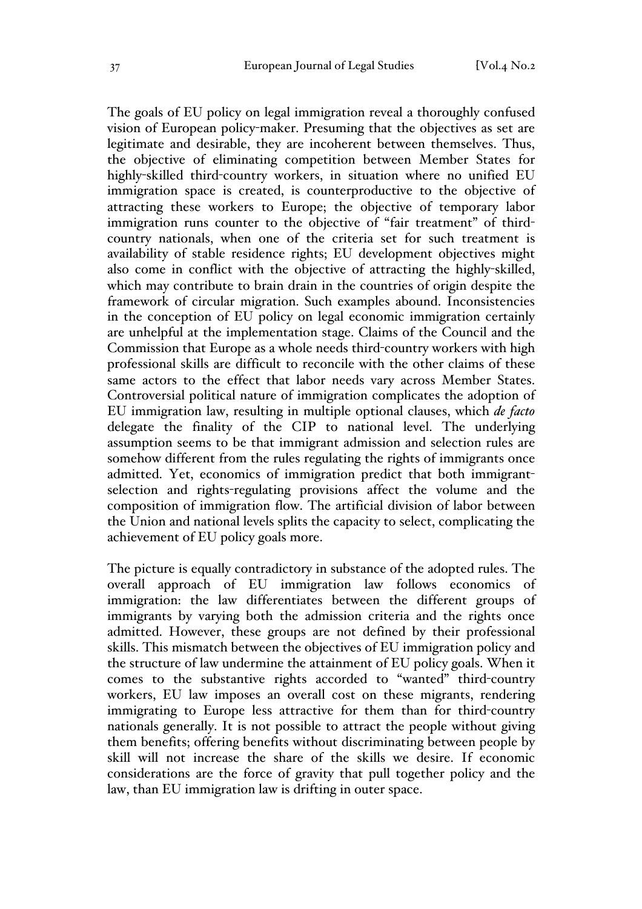The goals of EU policy on legal immigration reveal a thoroughly confused vision of European policy-maker. Presuming that the objectives as set are legitimate and desirable, they are incoherent between themselves. Thus, the objective of eliminating competition between Member States for highly-skilled third-country workers, in situation where no unified EU immigration space is created, is counterproductive to the objective of attracting these workers to Europe; the objective of temporary labor immigration runs counter to the objective of "fair treatment" of third-country nationals, when one of the criteria set for such treatment is availability of stable residence rights; EU development objectives might also come in conflict with the objective of attracting the highly-skilled, which may contribute to brain drain in the countries of origin despite the framework of circular migration. Such examples abound. Inconsistencies in the conception of EU policy on legal economic immigration certainly are unhelpful at the implementation stage. Claims of the Council and the Commission that Europe as a whole needs third-country workers with high professional skills are difficult to reconcile with the other claims of these same actors to the effect that labor needs vary across Member States. Controversial political nature of immigration complicates the adoption of EU immigration law, resulting in multiple optional clauses, which *de facto* delegate the finality of the CIP to national level. The underlying assumption seems to be that immigrant admission and selection rules are somehow different from the rules regulating the rights of immigrants once admitted. Yet, economics of immigration predict that both immigrant-selection and rights-regulating provisions affect the volume and the composition of immigration flow. The artificial division of labor between the Union and national levels splits the capacity to select, complicating the achievement of EU policy goals more.

The picture is equally contradictory in substance of the adopted rules. The overall approach of EU immigration law follows economics of immigration: the law differentiates between the different groups of immigrants by varying both the admission criteria and the rights once admitted. However, these groups are not defined by their professional skills. This mismatch between the objectives of EU immigration policy and the structure of law undermine the attainment of EU policy goals. When it comes to the substantive rights accorded to "wanted" third-country workers, EU law imposes an overall cost on these migrants, rendering immigrating to Europe less attractive for them than for third-country nationals generally. It is not possible to attract the people without giving them benefits; offering benefits without discriminating between people by skill will not increase the share of the skills we desire. If economic considerations are the force of gravity that pull together policy and the law, than EU immigration law is drifting in outer space.